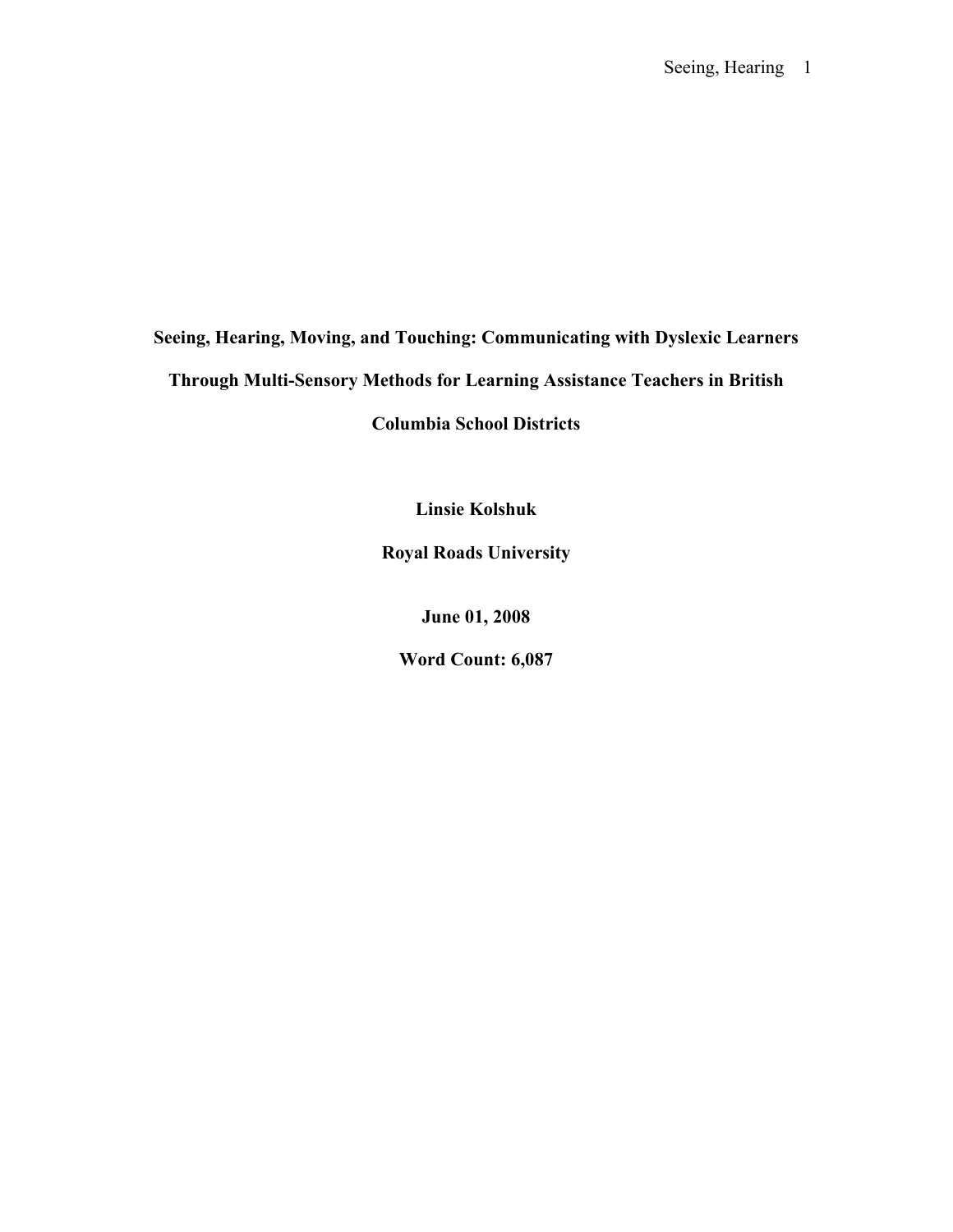# Seeing, Hearing, Moving, and Touching: Communicating with Dyslexic Learners Through Multi-Sensory Methods for Learning Assistance Teachers in British Columbia School Districts

**Linsie Kolshuk**

**Royal Roads University**

**June 01, 2008**

**Word Count: 6,087**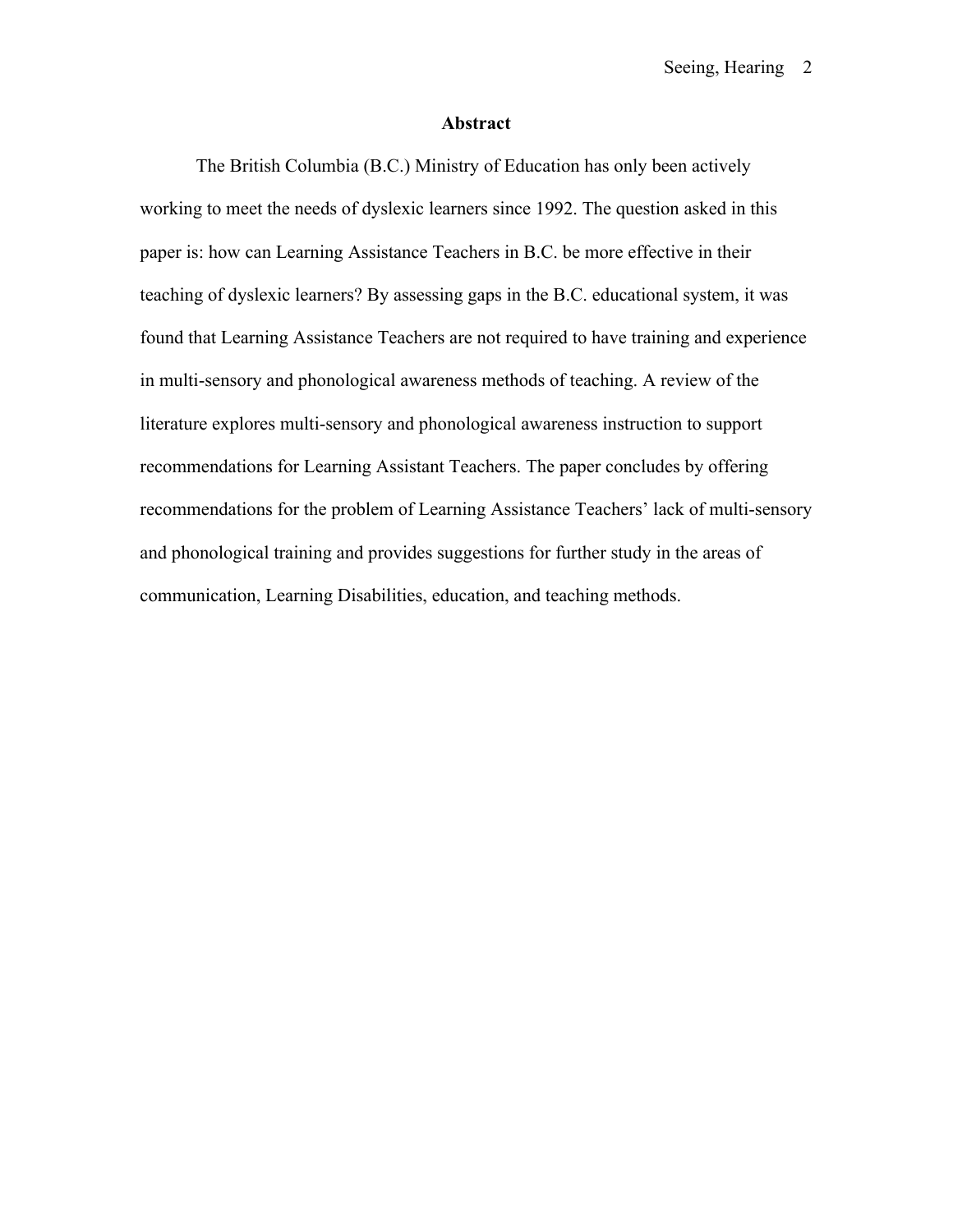## Abstract

The British Columbia (B.C.) Ministry of Education has only been actively working to meet the needs of dyslexic learners since 1992. The question asked in this paper is: how can Learning Assistance Teachers in B.C. be more effective in their teaching of dyslexic learners? By assessing gaps in the B.C. educational system, it was found that Learning Assistance Teachers are not required to have training and experience in multi-sensory and phonological awareness methods of teaching. A review of the literature explores multi-sensory and phonological awareness instruction to support recommendations for Learning Assistant Teachers. The paper concludes by offering recommendations for the problem of Learning Assistance Teachers' lack of multi-sensory and phonological training and provides suggestions for further study in the areas of communication, Learning Disabilities, education, and teaching methods.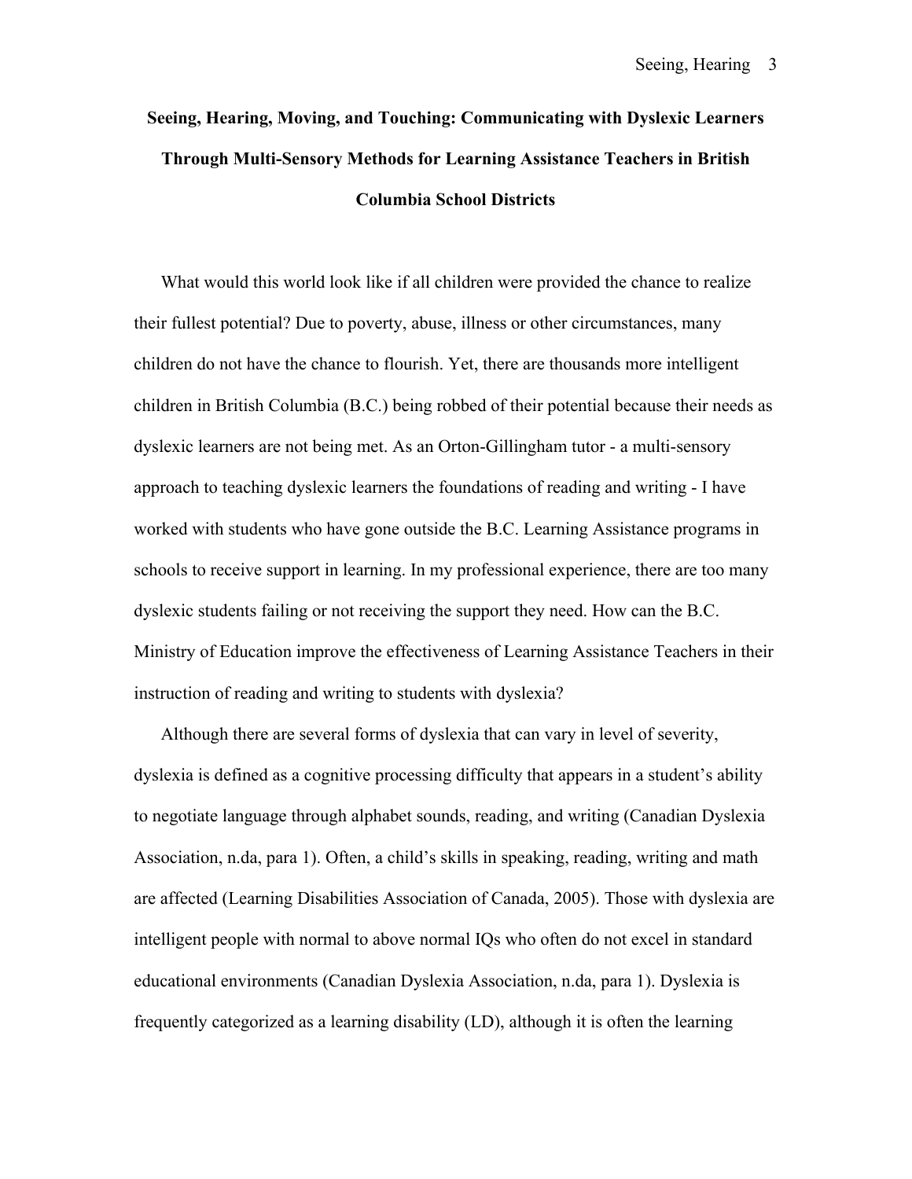# Seeing, Hearing, Moving, and Touching: Communicating with Dyslexic Learners Through Multi-Sensory Methods for Learning Assistance Teachers in British Columbia School Districts

What would this world look like if all children were provided the chance to realize their fullest potential? Due to poverty, abuse, illness or other circumstances, many children do not have the chance to flourish. Yet, there are thousands more intelligent children in British Columbia (B.C.) being robbed of their potential because their needs as dyslexic learners are not being met. As an Orton-Gillingham tutor - a multi-sensory approach to teaching dyslexic learners the foundations of reading and writing - I have worked with students who have gone outside the B.C. Learning Assistance programs in schools to receive support in learning. In my professional experience, there are too many dyslexic students failing or not receiving the support they need. How can the B.C. Ministry of Education improve the effectiveness of Learning Assistance Teachers in their instruction of reading and writing to students with dyslexia?

Although there are several forms of dyslexia that can vary in level of severity, dyslexia is defined as a cognitive processing difficulty that appears in a student's ability to negotiate language through alphabet sounds, reading, and writing (Canadian Dyslexia Association, n.da, para 1). Often, a child's skills in speaking, reading, writing and math are affected (Learning Disabilities Association of Canada, 2005). Those with dyslexia are intelligent people with normal to above normal IQs who often do not excel in standard educational environments (Canadian Dyslexia Association, n.da, para 1). Dyslexia is frequently categorized as a learning disability (LD), although it is often the learning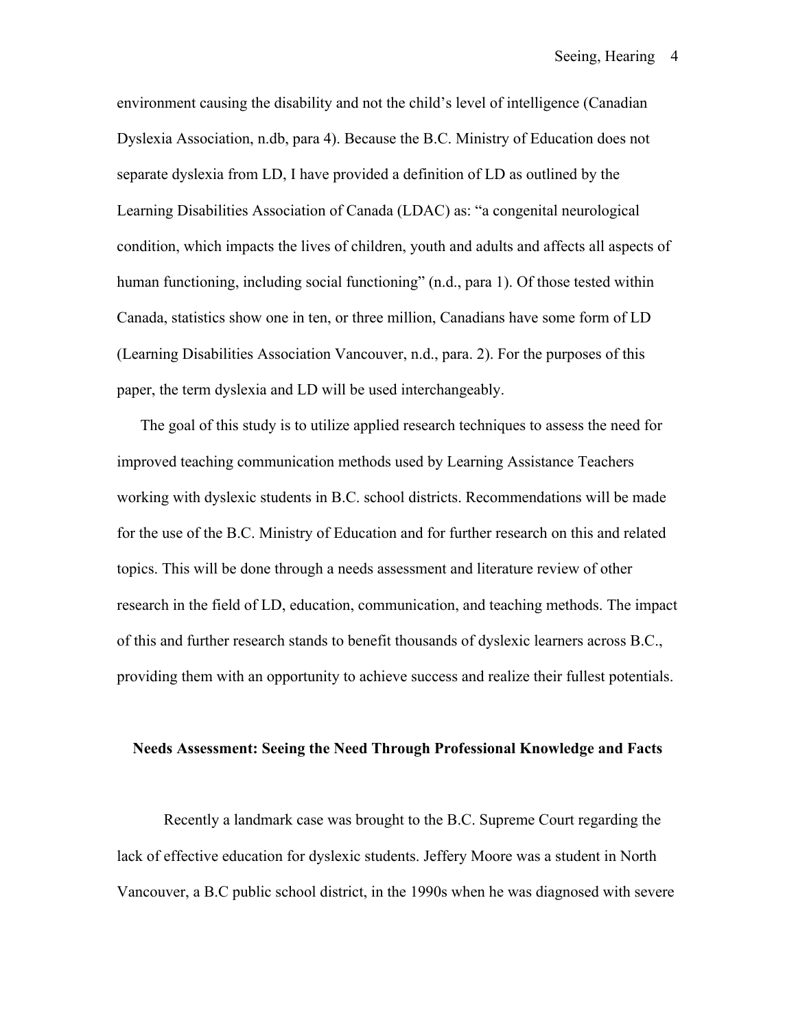environment causing the disability and not the child's level of intelligence (Canadian Dyslexia Association, n.db, para 4). Because the B.C. Ministry of Education does not separate dyslexia from LD, I have provided a definition of LD as outlined by the Learning Disabilities Association of Canada (LDAC) as: "a congenital neurological condition, which impacts the lives of children, youth and adults and affects all aspects of human functioning, including social functioning" (n.d., para 1). Of those tested within Canada, statistics show one in ten, or three million, Canadians have some form of LD (Learning Disabilities Association Vancouver, n.d., para. 2). For the purposes of this paper, the term dyslexia and LD will be used interchangeably.

The goal of this study is to utilize applied research techniques to assess the need for improved teaching communication methods used by Learning Assistance Teachers working with dyslexic students in B.C. school districts. Recommendations will be made for the use of the B.C. Ministry of Education and for further research on this and related topics. This will be done through a needs assessment and literature review of other research in the field of LD, education, communication, and teaching methods. The impact of this and further research stands to benefit thousands of dyslexic learners across B.C., providing them with an opportunity to achieve success and realize their fullest potentials.

## Needs Assessment: Seeing the Need Through Professional Knowledge and Facts

Recently a landmark case was brought to the B.C. Supreme Court regarding the lack of effective education for dyslexic students. Jeffery Moore was a student in North Vancouver, a B.C public school district, in the 1990s when he was diagnosed with severe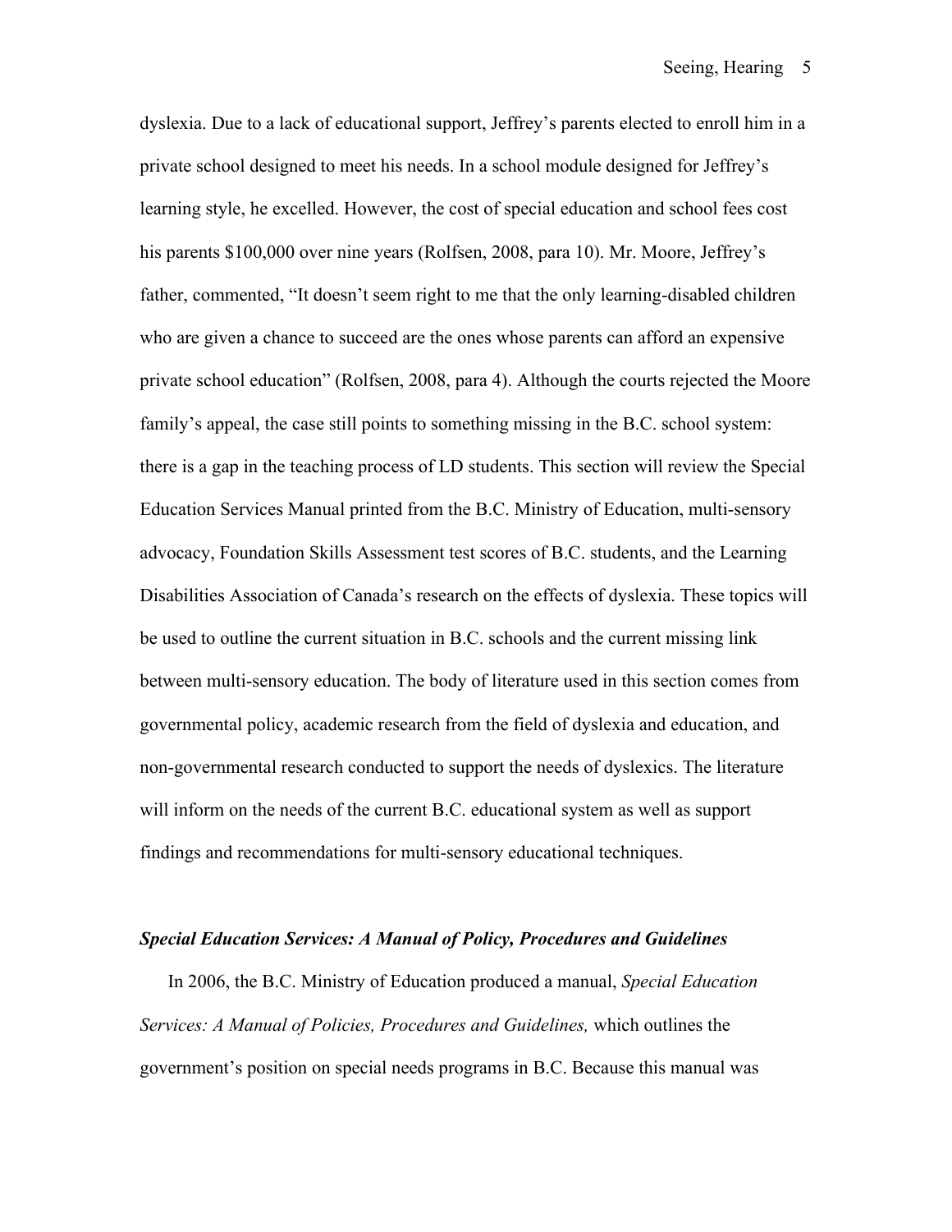dyslexia. Due to a lack of educational support, Jeffrey's parents elected to enroll him in a private school designed to meet his needs. In a school module designed for Jeffrey's learning style, he excelled. However, the cost of special education and school fees cost his parents $100,000 over nine years (Rolfsen, 2008, para 10). Mr. Moore, Jeffrey's father, commented, "It doesn't seem right to me that the only learning-disabled children who are given a chance to succeed are the ones whose parents can afford an expensive private school education" (Rolfsen, 2008, para 4). Although the courts rejected the Moore family's appeal, the case still points to something missing in the B.C. school system: there is a gap in the teaching process of LD students. This section will review the Special Education Services Manual printed from the B.C. Ministry of Education, multi-sensory advocacy, Foundation Skills Assessment test scores of B.C. students, and the Learning Disabilities Association of Canada's research on the effects of dyslexia. These topics will be used to outline the current situation in B.C. schools and the current missing link between multi-sensory education. The body of literature used in this section comes from governmental policy, academic research from the field of dyslexia and education, and non-governmental research conducted to support the needs of dyslexics. The literature will inform on the needs of the current B.C. educational system as well as support findings and recommendations for multi-sensory educational techniques.

### *Special Education Services: A Manual of Policy, Procedures and Guidelines*

In 2006, the B.C. Ministry of Education produced a manual, *Special Education Services: A Manual of Policies, Procedures and Guidelines,* which outlines the government's position on special needs programs in B.C. Because this manual was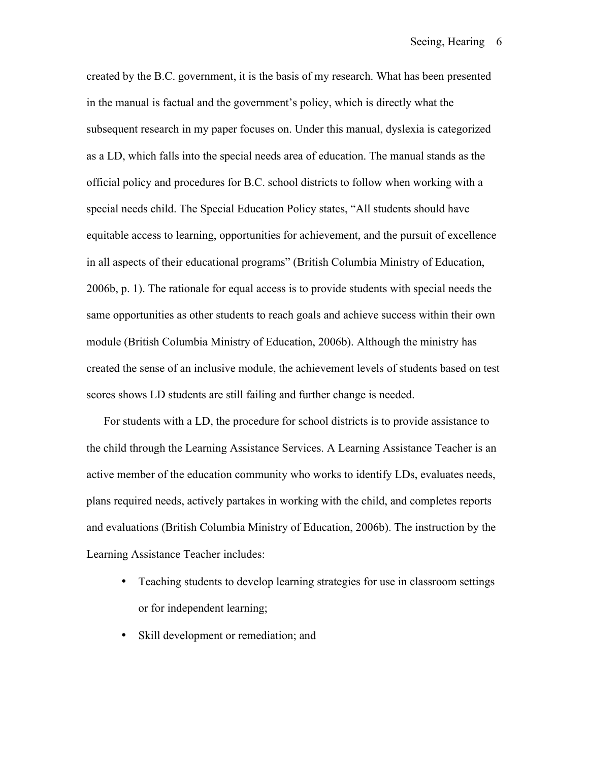created by the B.C. government, it is the basis of my research. What has been presented in the manual is factual and the government's policy, which is directly what the subsequent research in my paper focuses on. Under this manual, dyslexia is categorized as a LD, which falls into the special needs area of education. The manual stands as the official policy and procedures for B.C. school districts to follow when working with a special needs child. The Special Education Policy states, "All students should have equitable access to learning, opportunities for achievement, and the pursuit of excellence in all aspects of their educational programs" (British Columbia Ministry of Education, 2006b, p. 1). The rationale for equal access is to provide students with special needs the same opportunities as other students to reach goals and achieve success within their own module (British Columbia Ministry of Education, 2006b). Although the ministry has created the sense of an inclusive module, the achievement levels of students based on test scores shows LD students are still failing and further change is needed.

For students with a LD, the procedure for school districts is to provide assistance to the child through the Learning Assistance Services. A Learning Assistance Teacher is an active member of the education community who works to identify LDs, evaluates needs, plans required needs, actively partakes in working with the child, and completes reports and evaluations (British Columbia Ministry of Education, 2006b). The instruction by the Learning Assistance Teacher includes:

- Teaching students to develop learning strategies for use in classroom settings or for independent learning;
- Skill development or remediation; and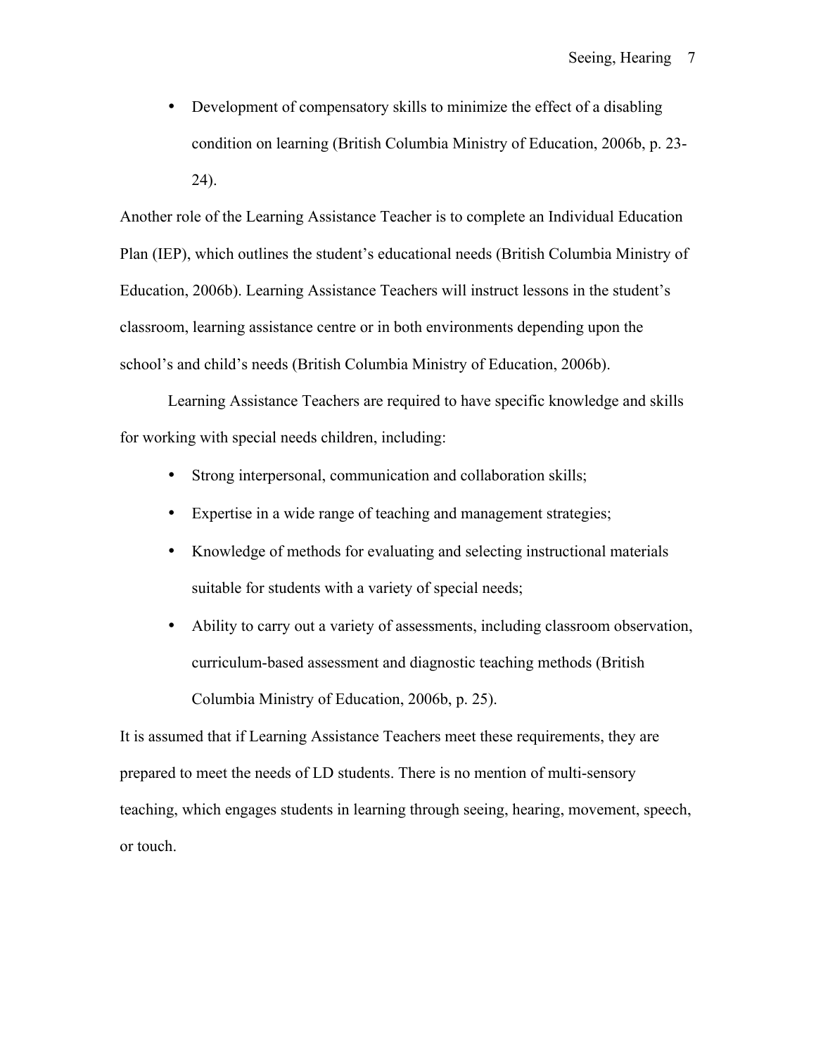- Development of compensatory skills to minimize the effect of a disabling condition on learning (British Columbia Ministry of Education, 2006b, p. 23-24).

Another role of the Learning Assistance Teacher is to complete an Individual Education Plan (IEP), which outlines the student's educational needs (British Columbia Ministry of Education, 2006b). Learning Assistance Teachers will instruct lessons in the student's classroom, learning assistance centre or in both environments depending upon the school's and child's needs (British Columbia Ministry of Education, 2006b).

Learning Assistance Teachers are required to have specific knowledge and skills for working with special needs children, including:

- Strong interpersonal, communication and collaboration skills;
- Expertise in a wide range of teaching and management strategies;
- Knowledge of methods for evaluating and selecting instructional materials suitable for students with a variety of special needs;
- Ability to carry out a variety of assessments, including classroom observation, curriculum-based assessment and diagnostic teaching methods (British Columbia Ministry of Education, 2006b, p. 25).

It is assumed that if Learning Assistance Teachers meet these requirements, they are prepared to meet the needs of LD students. There is no mention of multi-sensory teaching, which engages students in learning through seeing, hearing, movement, speech, or touch.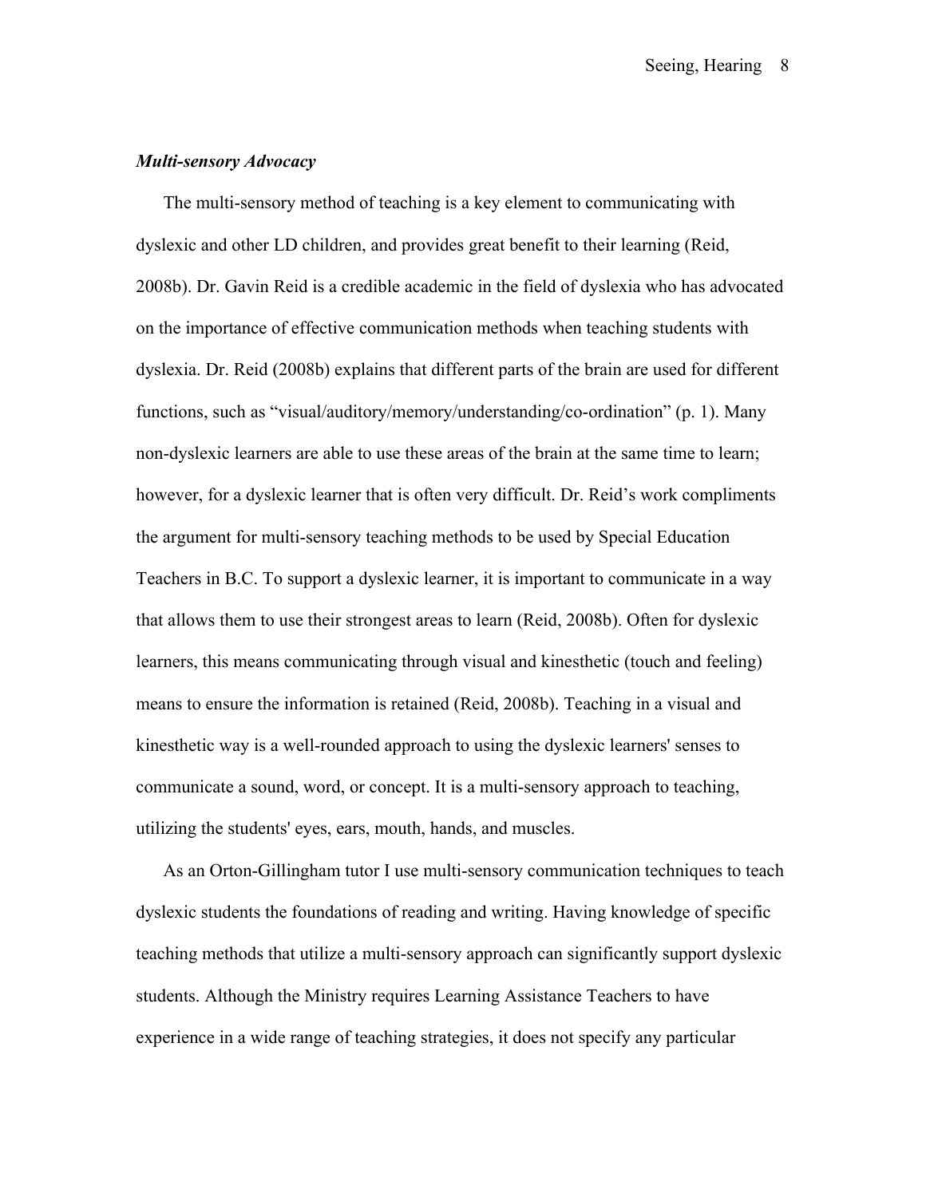***Multi-sensory Advocacy***

The multi-sensory method of teaching is a key element to communicating with dyslexic and other LD children, and provides great benefit to their learning (Reid, 2008b). Dr. Gavin Reid is a credible academic in the field of dyslexia who has advocated on the importance of effective communication methods when teaching students with dyslexia. Dr. Reid (2008b) explains that different parts of the brain are used for different functions, such as "visual/auditory/memory/understanding/co-ordination" (p. 1). Many non-dyslexic learners are able to use these areas of the brain at the same time to learn; however, for a dyslexic learner that is often very difficult. Dr. Reid's work compliments the argument for multi-sensory teaching methods to be used by Special Education Teachers in B.C. To support a dyslexic learner, it is important to communicate in a way that allows them to use their strongest areas to learn (Reid, 2008b). Often for dyslexic learners, this means communicating through visual and kinesthetic (touch and feeling) means to ensure the information is retained (Reid, 2008b). Teaching in a visual and kinesthetic way is a well-rounded approach to using the dyslexic learners' senses to communicate a sound, word, or concept. It is a multi-sensory approach to teaching, utilizing the students' eyes, ears, mouth, hands, and muscles.

As an Orton-Gillingham tutor I use multi-sensory communication techniques to teach dyslexic students the foundations of reading and writing. Having knowledge of specific teaching methods that utilize a multi-sensory approach can significantly support dyslexic students. Although the Ministry requires Learning Assistance Teachers to have experience in a wide range of teaching strategies, it does not specify any particular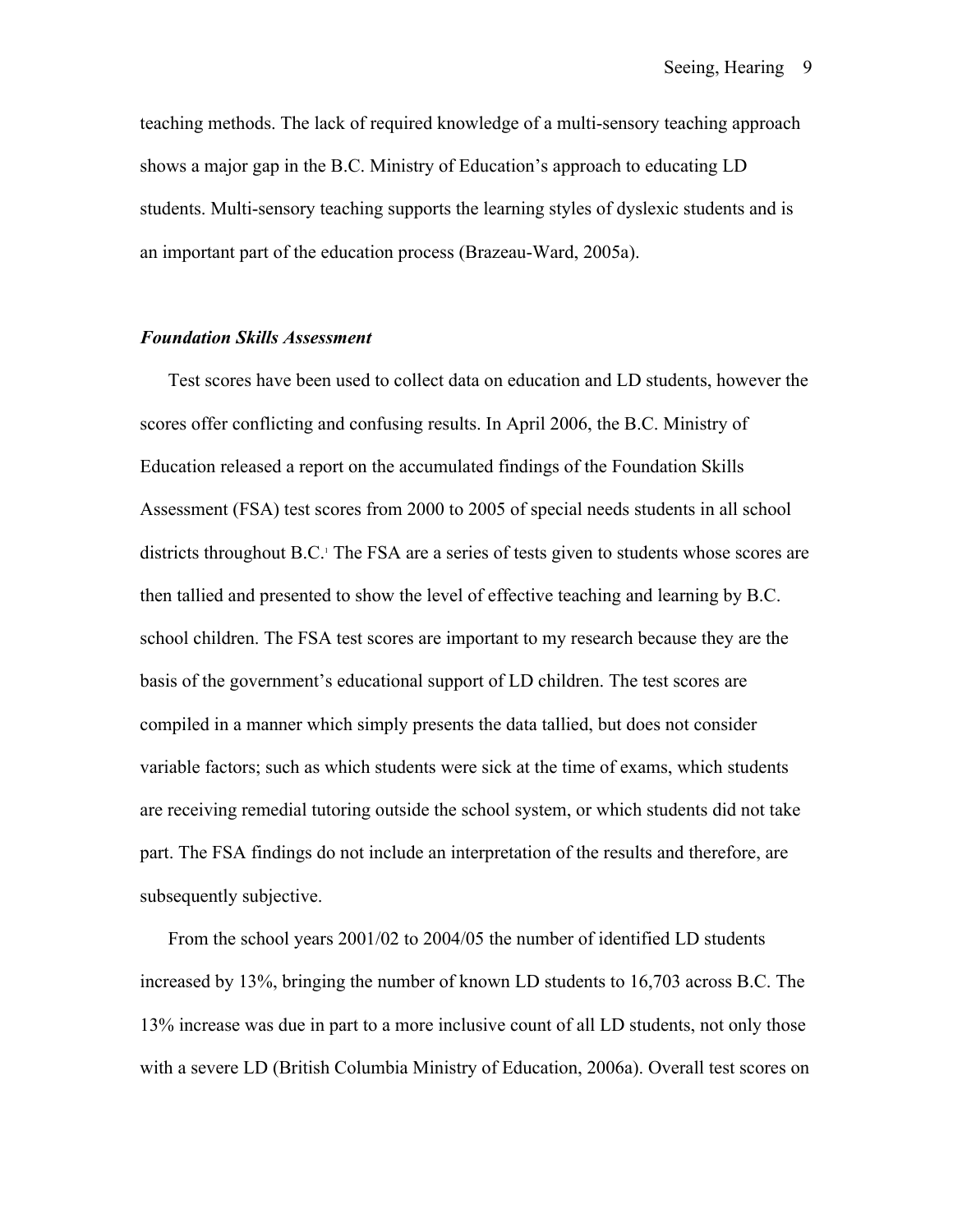teaching methods. The lack of required knowledge of a multi-sensory teaching approach shows a major gap in the B.C. Ministry of Education's approach to educating LD students. Multi-sensory teaching supports the learning styles of dyslexic students and is an important part of the education process (Brazeau-Ward, 2005a).

### ***Foundation Skills Assessment***

Test scores have been used to collect data on education and LD students, however the scores offer conflicting and confusing results. In April 2006, the B.C. Ministry of Education released a report on the accumulated findings of the Foundation Skills Assessment (FSA) test scores from 2000 to 2005 of special needs students in all school districts throughout B.C.[1] The FSA are a series of tests given to students whose scores are then tallied and presented to show the level of effective teaching and learning by B.C. school children. The FSA test scores are important to my research because they are the basis of the government's educational support of LD children. The test scores are compiled in a manner which simply presents the data tallied, but does not consider variable factors; such as which students were sick at the time of exams, which students are receiving remedial tutoring outside the school system, or which students did not take part. The FSA findings do not include an interpretation of the results and therefore, are subsequently subjective.

From the school years 2001/02 to 2004/05 the number of identified LD students increased by 13%, bringing the number of known LD students to 16,703 across B.C. The 13% increase was due in part to a more inclusive count of all LD students, not only those with a severe LD (British Columbia Ministry of Education, 2006a). Overall test scores on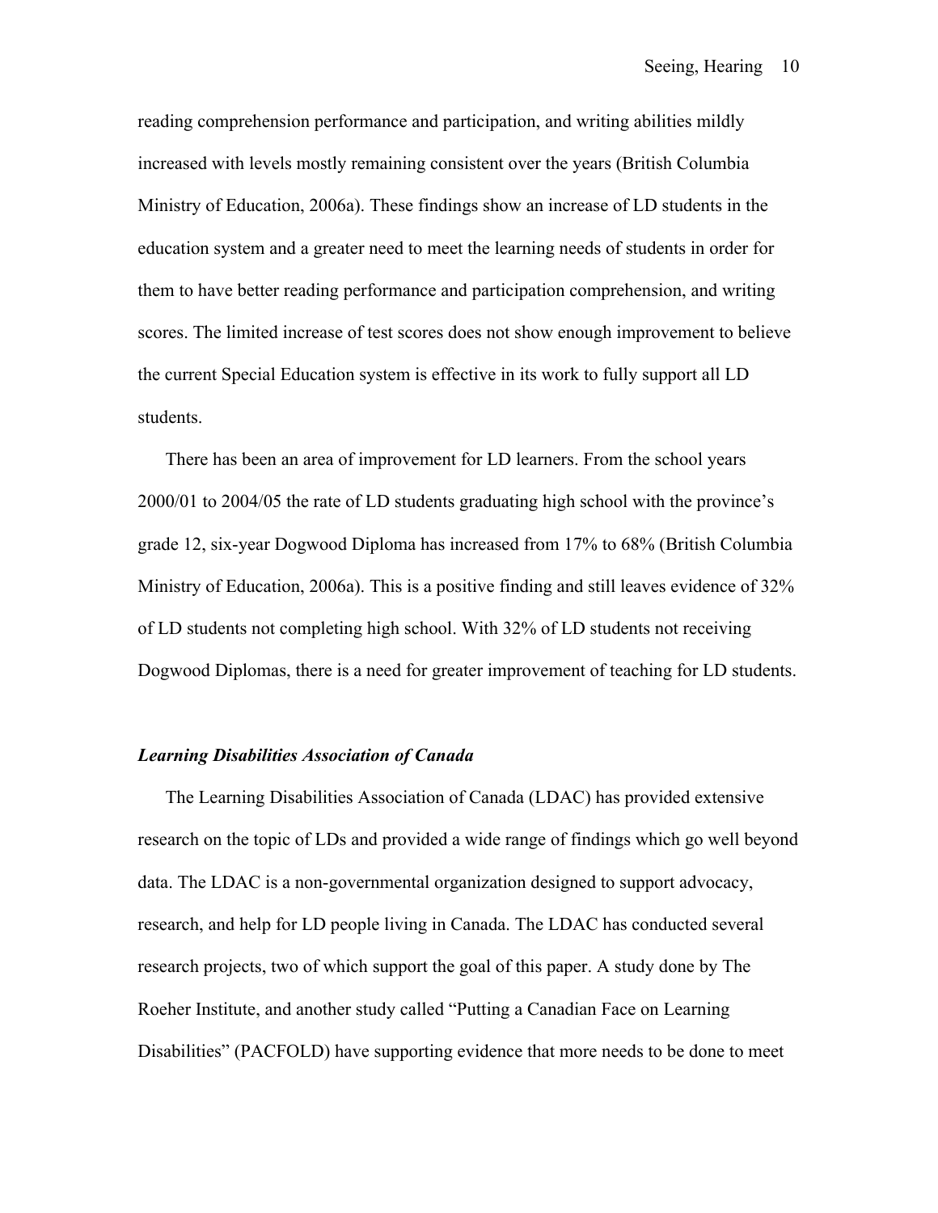reading comprehension performance and participation, and writing abilities mildly increased with levels mostly remaining consistent over the years (British Columbia Ministry of Education, 2006a). These findings show an increase of LD students in the education system and a greater need to meet the learning needs of students in order for them to have better reading performance and participation comprehension, and writing scores. The limited increase of test scores does not show enough improvement to believe the current Special Education system is effective in its work to fully support all LD students.

There has been an area of improvement for LD learners. From the school years 2000/01 to 2004/05 the rate of LD students graduating high school with the province's grade 12, six-year Dogwood Diploma has increased from 17% to 68% (British Columbia Ministry of Education, 2006a). This is a positive finding and still leaves evidence of 32% of LD students not completing high school. With 32% of LD students not receiving Dogwood Diplomas, there is a need for greater improvement of teaching for LD students.

### *Learning Disabilities Association of Canada*

The Learning Disabilities Association of Canada (LDAC) has provided extensive research on the topic of LDs and provided a wide range of findings which go well beyond data. The LDAC is a non-governmental organization designed to support advocacy, research, and help for LD people living in Canada. The LDAC has conducted several research projects, two of which support the goal of this paper. A study done by The Roeher Institute, and another study called "Putting a Canadian Face on Learning Disabilities" (PACFOLD) have supporting evidence that more needs to be done to meet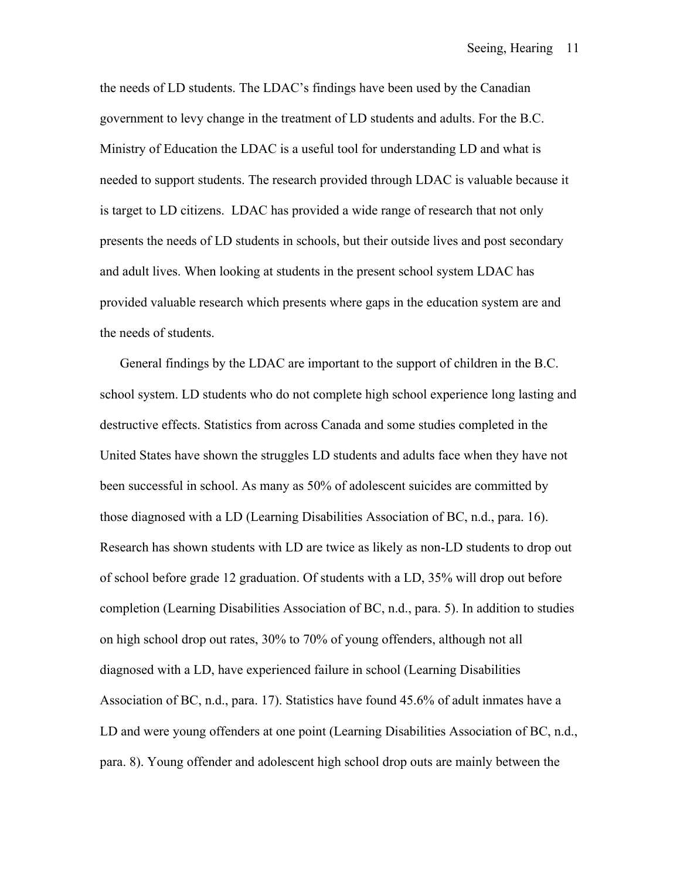the needs of LD students. The LDAC's findings have been used by the Canadian government to levy change in the treatment of LD students and adults. For the B.C. Ministry of Education the LDAC is a useful tool for understanding LD and what is needed to support students. The research provided through LDAC is valuable because it is target to LD citizens. LDAC has provided a wide range of research that not only presents the needs of LD students in schools, but their outside lives and post secondary and adult lives. When looking at students in the present school system LDAC has provided valuable research which presents where gaps in the education system are and the needs of students.

General findings by the LDAC are important to the support of children in the B.C. school system. LD students who do not complete high school experience long lasting and destructive effects. Statistics from across Canada and some studies completed in the United States have shown the struggles LD students and adults face when they have not been successful in school. As many as 50% of adolescent suicides are committed by those diagnosed with a LD (Learning Disabilities Association of BC, n.d., para. 16). Research has shown students with LD are twice as likely as non-LD students to drop out of school before grade 12 graduation. Of students with a LD, 35% will drop out before completion (Learning Disabilities Association of BC, n.d., para. 5). In addition to studies on high school drop out rates, 30% to 70% of young offenders, although not all diagnosed with a LD, have experienced failure in school (Learning Disabilities Association of BC, n.d., para. 17). Statistics have found 45.6% of adult inmates have a LD and were young offenders at one point (Learning Disabilities Association of BC, n.d., para. 8). Young offender and adolescent high school drop outs are mainly between the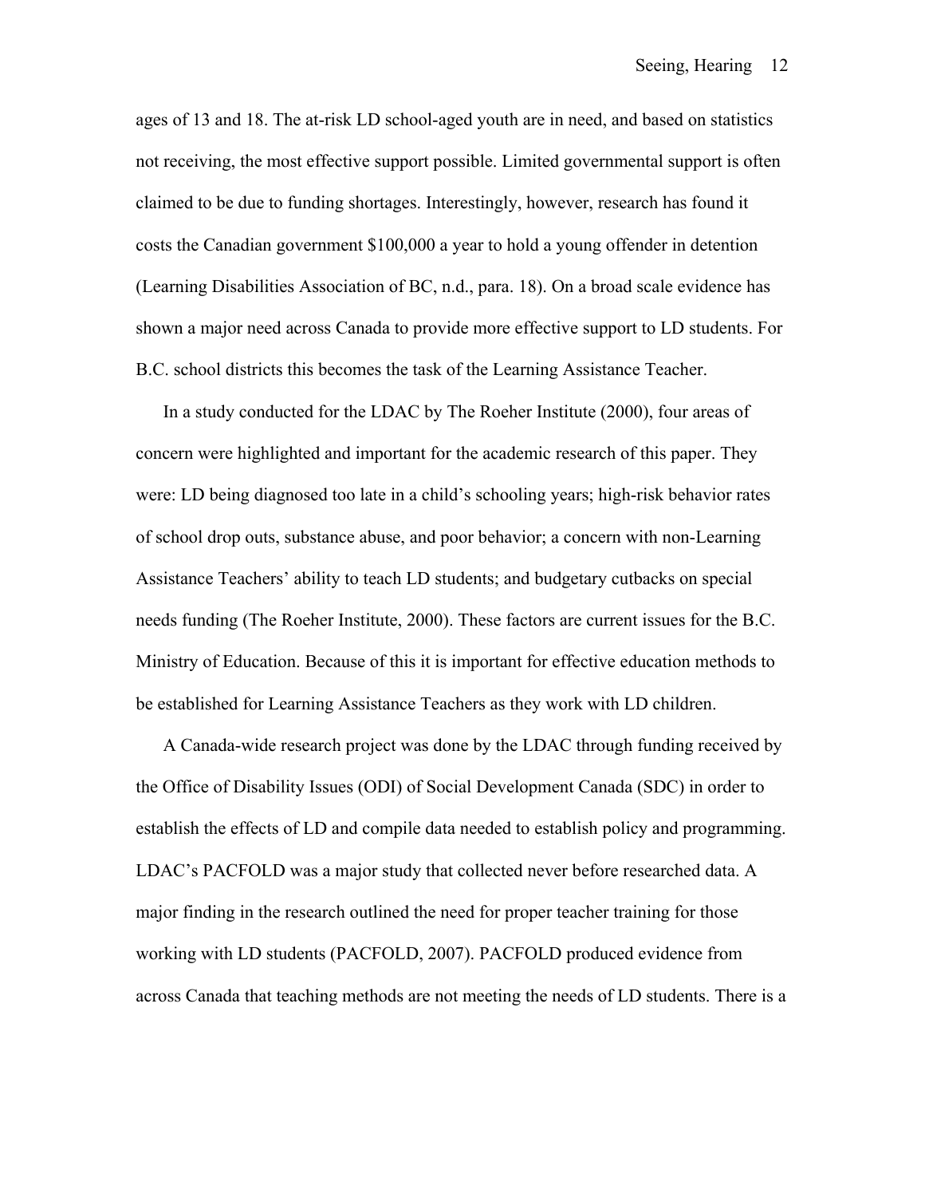ages of 13 and 18. The at-risk LD school-aged youth are in need, and based on statistics not receiving, the most effective support possible. Limited governmental support is often claimed to be due to funding shortages. Interestingly, however, research has found it costs the Canadian government $100,000 a year to hold a young offender in detention (Learning Disabilities Association of BC, n.d., para. 18). On a broad scale evidence has shown a major need across Canada to provide more effective support to LD students. For B.C. school districts this becomes the task of the Learning Assistance Teacher.

In a study conducted for the LDAC by The Roeher Institute (2000), four areas of concern were highlighted and important for the academic research of this paper. They were: LD being diagnosed too late in a child's schooling years; high-risk behavior rates of school drop outs, substance abuse, and poor behavior; a concern with non-Learning Assistance Teachers' ability to teach LD students; and budgetary cutbacks on special needs funding (The Roeher Institute, 2000). These factors are current issues for the B.C. Ministry of Education. Because of this it is important for effective education methods to be established for Learning Assistance Teachers as they work with LD children.

A Canada-wide research project was done by the LDAC through funding received by the Office of Disability Issues (ODI) of Social Development Canada (SDC) in order to establish the effects of LD and compile data needed to establish policy and programming. LDAC's PACFOLD was a major study that collected never before researched data. A major finding in the research outlined the need for proper teacher training for those working with LD students (PACFOLD, 2007). PACFOLD produced evidence from across Canada that teaching methods are not meeting the needs of LD students. There is a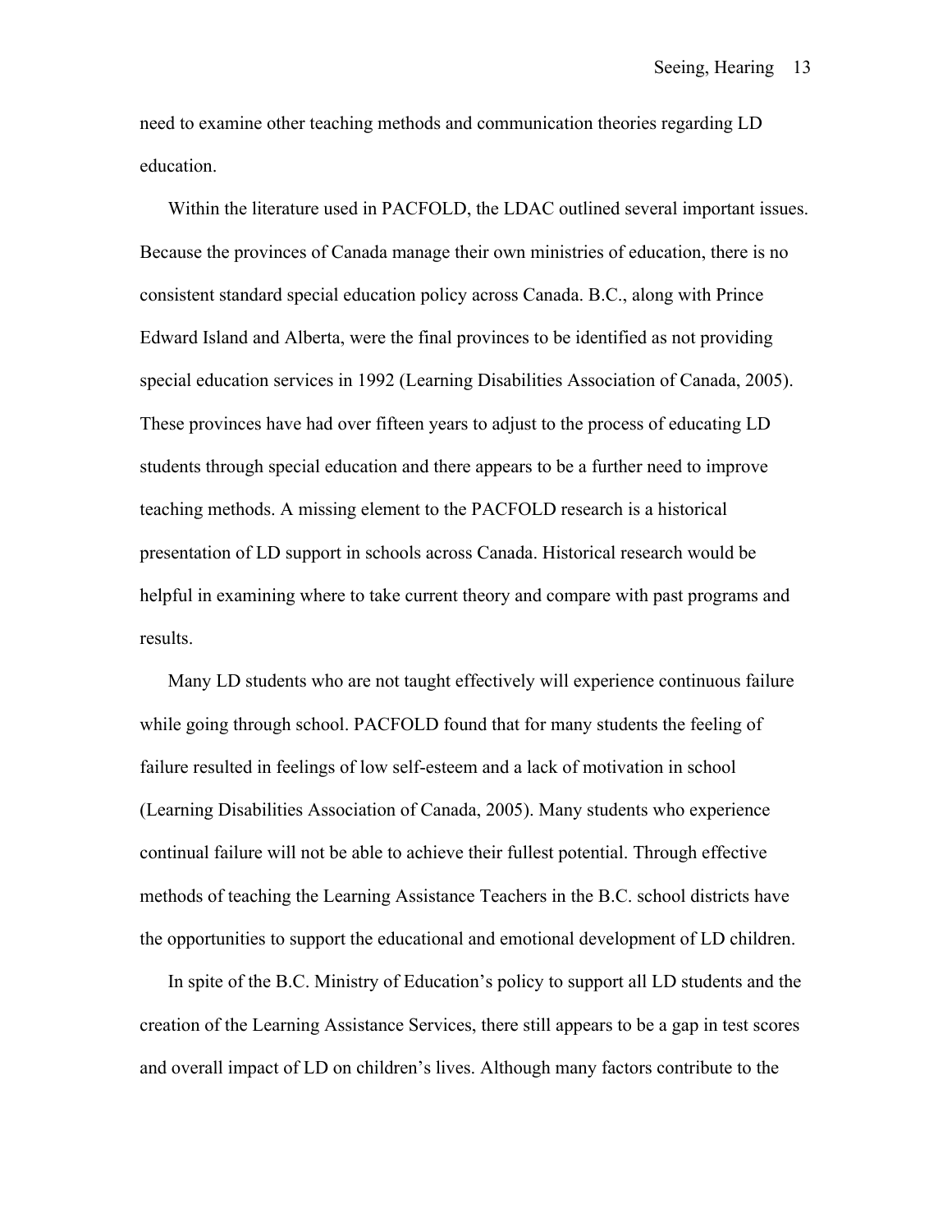need to examine other teaching methods and communication theories regarding LD education.

Within the literature used in PACFOLD, the LDAC outlined several important issues. Because the provinces of Canada manage their own ministries of education, there is no consistent standard special education policy across Canada. B.C., along with Prince Edward Island and Alberta, were the final provinces to be identified as not providing special education services in 1992 (Learning Disabilities Association of Canada, 2005). These provinces have had over fifteen years to adjust to the process of educating LD students through special education and there appears to be a further need to improve teaching methods. A missing element to the PACFOLD research is a historical presentation of LD support in schools across Canada. Historical research would be helpful in examining where to take current theory and compare with past programs and results.

Many LD students who are not taught effectively will experience continuous failure while going through school. PACFOLD found that for many students the feeling of failure resulted in feelings of low self-esteem and a lack of motivation in school (Learning Disabilities Association of Canada, 2005). Many students who experience continual failure will not be able to achieve their fullest potential. Through effective methods of teaching the Learning Assistance Teachers in the B.C. school districts have the opportunities to support the educational and emotional development of LD children.

In spite of the B.C. Ministry of Education's policy to support all LD students and the creation of the Learning Assistance Services, there still appears to be a gap in test scores and overall impact of LD on children's lives. Although many factors contribute to the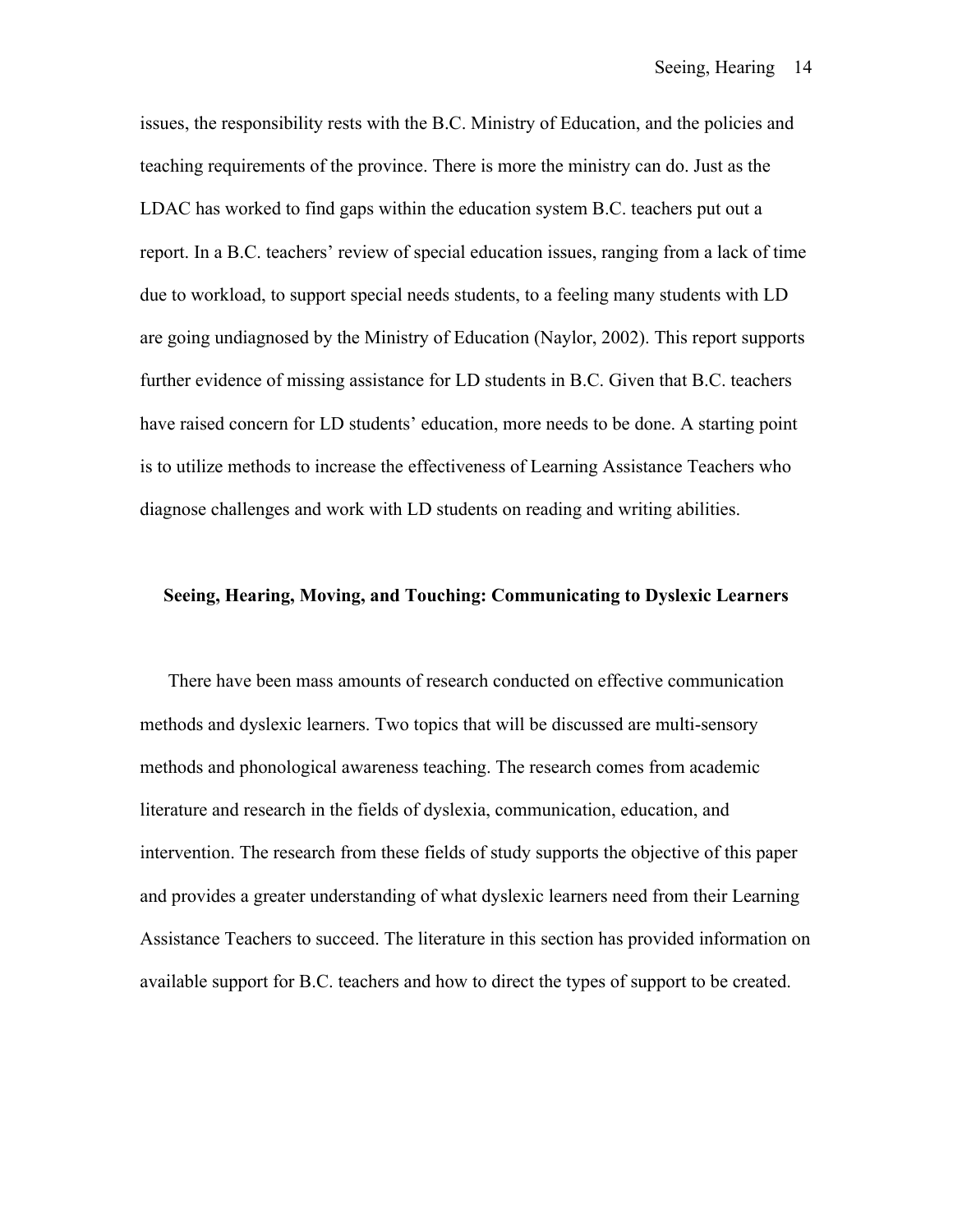issues, the responsibility rests with the B.C. Ministry of Education, and the policies and teaching requirements of the province. There is more the ministry can do. Just as the LDAC has worked to find gaps within the education system B.C. teachers put out a report. In a B.C. teachers' review of special education issues, ranging from a lack of time due to workload, to support special needs students, to a feeling many students with LD are going undiagnosed by the Ministry of Education (Naylor, 2002). This report supports further evidence of missing assistance for LD students in B.C. Given that B.C. teachers have raised concern for LD students' education, more needs to be done. A starting point is to utilize methods to increase the effectiveness of Learning Assistance Teachers who diagnose challenges and work with LD students on reading and writing abilities.

## Seeing, Hearing, Moving, and Touching: Communicating to Dyslexic Learners

There have been mass amounts of research conducted on effective communication methods and dyslexic learners. Two topics that will be discussed are multi-sensory methods and phonological awareness teaching. The research comes from academic literature and research in the fields of dyslexia, communication, education, and intervention. The research from these fields of study supports the objective of this paper and provides a greater understanding of what dyslexic learners need from their Learning Assistance Teachers to succeed. The literature in this section has provided information on available support for B.C. teachers and how to direct the types of support to be created.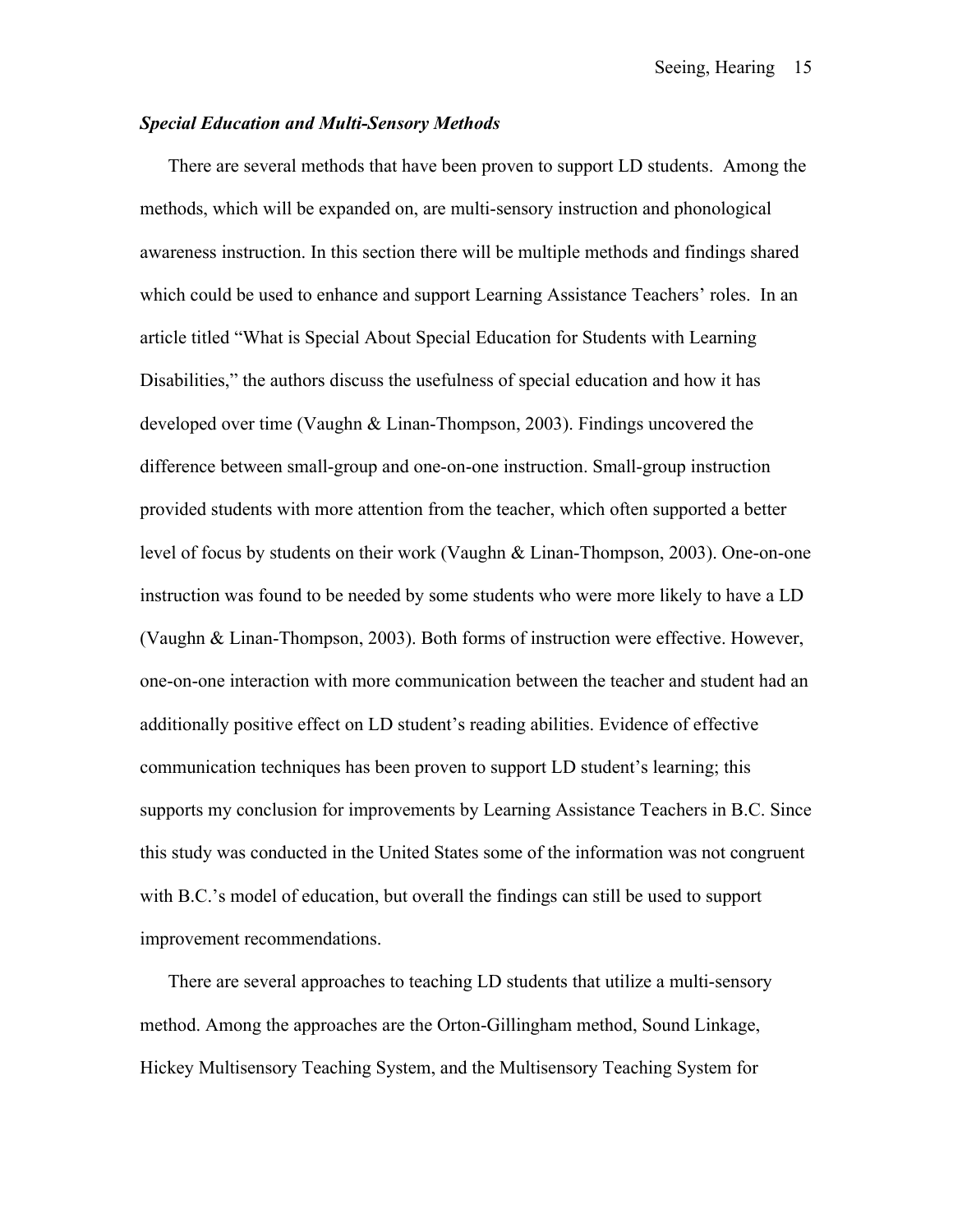### *Special Education and Multi-Sensory Methods*

There are several methods that have been proven to support LD students. Among the methods, which will be expanded on, are multi-sensory instruction and phonological awareness instruction. In this section there will be multiple methods and findings shared which could be used to enhance and support Learning Assistance Teachers' roles. In an article titled "What is Special About Special Education for Students with Learning Disabilities," the authors discuss the usefulness of special education and how it has developed over time (Vaughn & Linan-Thompson, 2003). Findings uncovered the difference between small-group and one-on-one instruction. Small-group instruction provided students with more attention from the teacher, which often supported a better level of focus by students on their work (Vaughn & Linan-Thompson, 2003). One-on-one instruction was found to be needed by some students who were more likely to have a LD (Vaughn & Linan-Thompson, 2003). Both forms of instruction were effective. However, one-on-one interaction with more communication between the teacher and student had an additionally positive effect on LD student's reading abilities. Evidence of effective communication techniques has been proven to support LD student's learning; this supports my conclusion for improvements by Learning Assistance Teachers in B.C. Since this study was conducted in the United States some of the information was not congruent with B.C.'s model of education, but overall the findings can still be used to support improvement recommendations.

There are several approaches to teaching LD students that utilize a multi-sensory method. Among the approaches are the Orton-Gillingham method, Sound Linkage, Hickey Multisensory Teaching System, and the Multisensory Teaching System for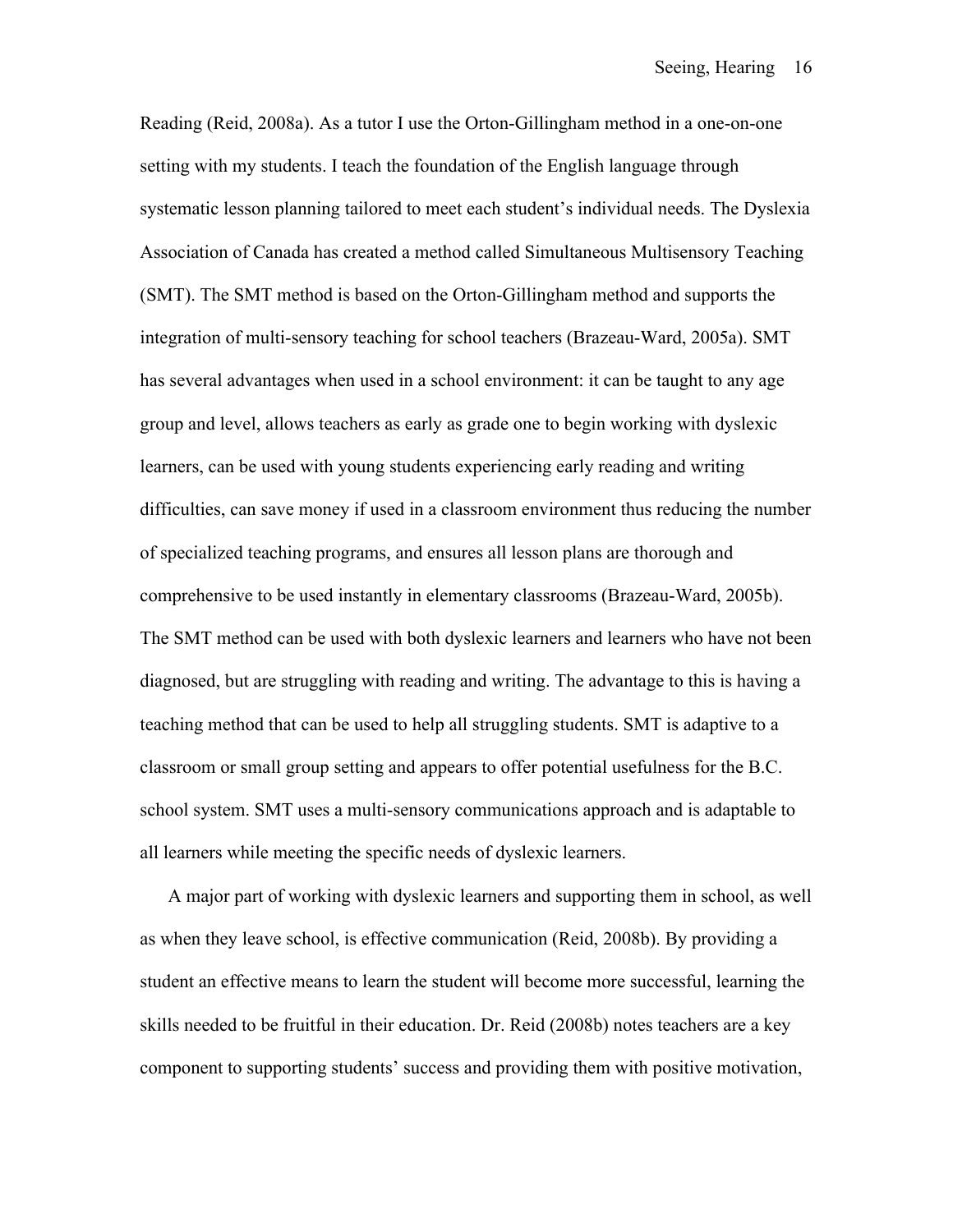Reading (Reid, 2008a). As a tutor I use the Orton-Gillingham method in a one-on-one setting with my students. I teach the foundation of the English language through systematic lesson planning tailored to meet each student's individual needs. The Dyslexia Association of Canada has created a method called Simultaneous Multisensory Teaching (SMT). The SMT method is based on the Orton-Gillingham method and supports the integration of multi-sensory teaching for school teachers (Brazeau-Ward, 2005a). SMT has several advantages when used in a school environment: it can be taught to any age group and level, allows teachers as early as grade one to begin working with dyslexic learners, can be used with young students experiencing early reading and writing difficulties, can save money if used in a classroom environment thus reducing the number of specialized teaching programs, and ensures all lesson plans are thorough and comprehensive to be used instantly in elementary classrooms (Brazeau-Ward, 2005b). The SMT method can be used with both dyslexic learners and learners who have not been diagnosed, but are struggling with reading and writing. The advantage to this is having a teaching method that can be used to help all struggling students. SMT is adaptive to a classroom or small group setting and appears to offer potential usefulness for the B.C. school system. SMT uses a multi-sensory communications approach and is adaptable to all learners while meeting the specific needs of dyslexic learners.

A major part of working with dyslexic learners and supporting them in school, as well as when they leave school, is effective communication (Reid, 2008b). By providing a student an effective means to learn the student will become more successful, learning the skills needed to be fruitful in their education. Dr. Reid (2008b) notes teachers are a key component to supporting students' success and providing them with positive motivation,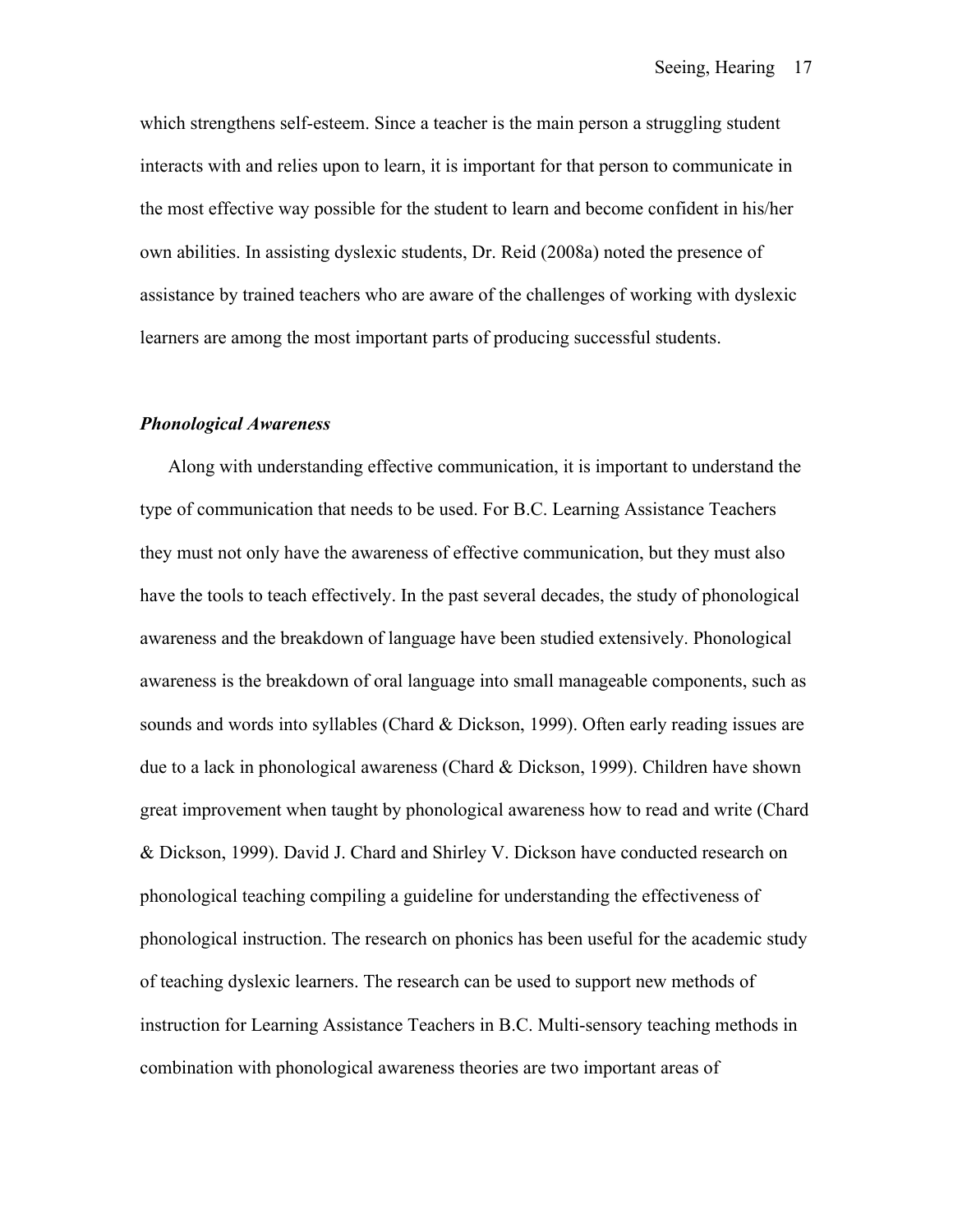which strengthens self-esteem. Since a teacher is the main person a struggling student interacts with and relies upon to learn, it is important for that person to communicate in the most effective way possible for the student to learn and become confident in his/her own abilities. In assisting dyslexic students, Dr. Reid (2008a) noted the presence of assistance by trained teachers who are aware of the challenges of working with dyslexic learners are among the most important parts of producing successful students.

### *Phonological Awareness*

Along with understanding effective communication, it is important to understand the type of communication that needs to be used. For B.C. Learning Assistance Teachers they must not only have the awareness of effective communication, but they must also have the tools to teach effectively. In the past several decades, the study of phonological awareness and the breakdown of language have been studied extensively. Phonological awareness is the breakdown of oral language into small manageable components, such as sounds and words into syllables (Chard & Dickson, 1999). Often early reading issues are due to a lack in phonological awareness (Chard & Dickson, 1999). Children have shown great improvement when taught by phonological awareness how to read and write (Chard & Dickson, 1999). David J. Chard and Shirley V. Dickson have conducted research on phonological teaching compiling a guideline for understanding the effectiveness of phonological instruction. The research on phonics has been useful for the academic study of teaching dyslexic learners. The research can be used to support new methods of instruction for Learning Assistance Teachers in B.C. Multi-sensory teaching methods in combination with phonological awareness theories are two important areas of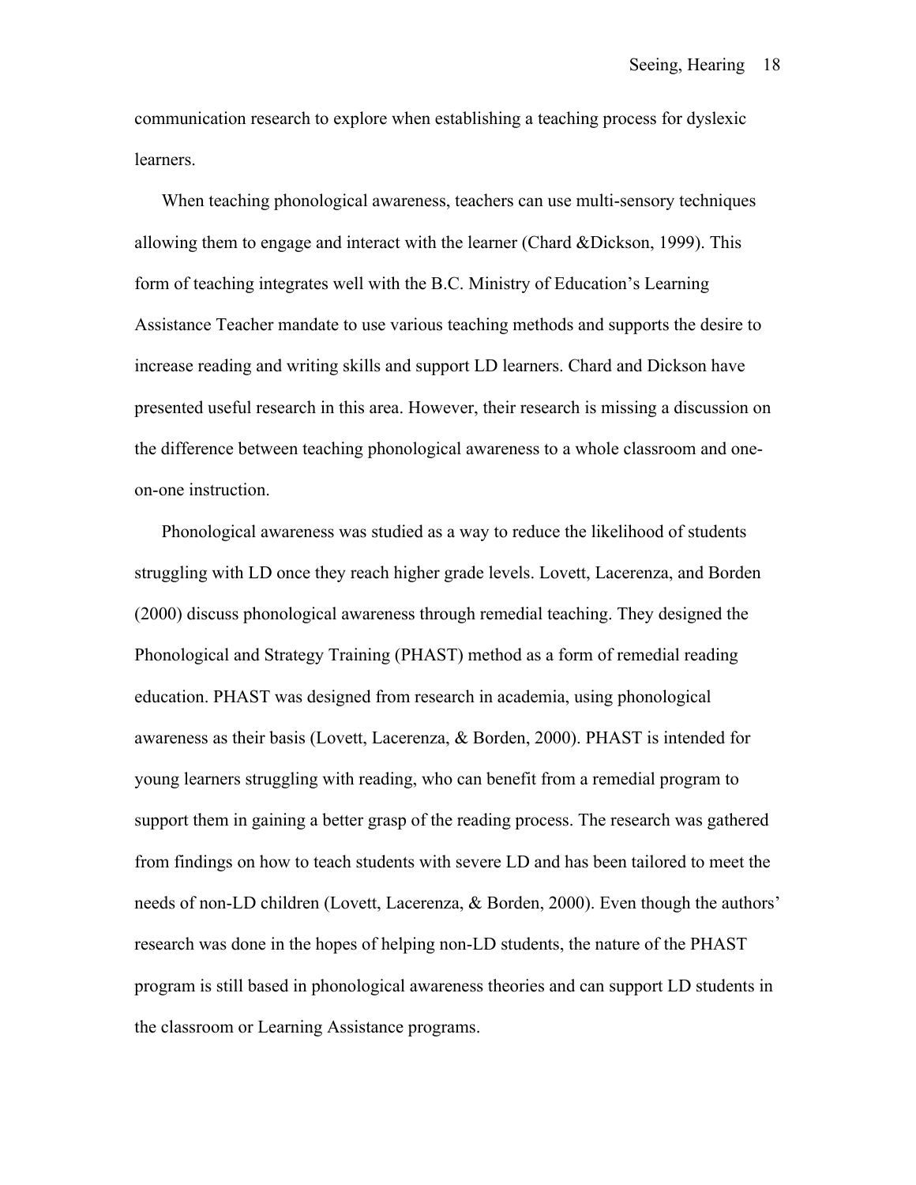communication research to explore when establishing a teaching process for dyslexic learners.

When teaching phonological awareness, teachers can use multi-sensory techniques allowing them to engage and interact with the learner (Chard &Dickson, 1999). This form of teaching integrates well with the B.C. Ministry of Education's Learning Assistance Teacher mandate to use various teaching methods and supports the desire to increase reading and writing skills and support LD learners. Chard and Dickson have presented useful research in this area. However, their research is missing a discussion on the difference between teaching phonological awareness to a whole classroom and one-on-one instruction.

Phonological awareness was studied as a way to reduce the likelihood of students struggling with LD once they reach higher grade levels. Lovett, Lacerenza, and Borden (2000) discuss phonological awareness through remedial teaching. They designed the Phonological and Strategy Training (PHAST) method as a form of remedial reading education. PHAST was designed from research in academia, using phonological awareness as their basis (Lovett, Lacerenza, & Borden, 2000). PHAST is intended for young learners struggling with reading, who can benefit from a remedial program to support them in gaining a better grasp of the reading process. The research was gathered from findings on how to teach students with severe LD and has been tailored to meet the needs of non-LD children (Lovett, Lacerenza, & Borden, 2000). Even though the authors' research was done in the hopes of helping non-LD students, the nature of the PHAST program is still based in phonological awareness theories and can support LD students in the classroom or Learning Assistance programs.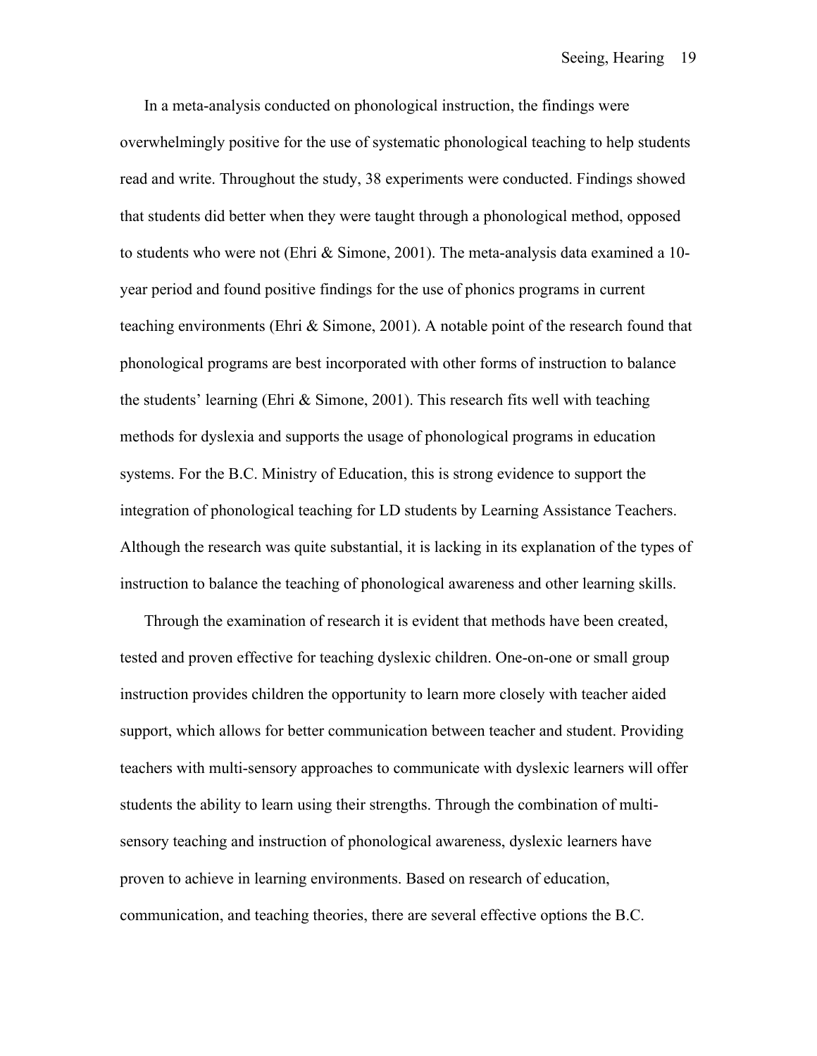In a meta-analysis conducted on phonological instruction, the findings were overwhelmingly positive for the use of systematic phonological teaching to help students read and write. Throughout the study, 38 experiments were conducted. Findings showed that students did better when they were taught through a phonological method, opposed to students who were not (Ehri & Simone, 2001). The meta-analysis data examined a 10-year period and found positive findings for the use of phonics programs in current teaching environments (Ehri & Simone, 2001). A notable point of the research found that phonological programs are best incorporated with other forms of instruction to balance the students' learning (Ehri & Simone, 2001). This research fits well with teaching methods for dyslexia and supports the usage of phonological programs in education systems. For the B.C. Ministry of Education, this is strong evidence to support the integration of phonological teaching for LD students by Learning Assistance Teachers. Although the research was quite substantial, it is lacking in its explanation of the types of instruction to balance the teaching of phonological awareness and other learning skills.

Through the examination of research it is evident that methods have been created, tested and proven effective for teaching dyslexic children. One-on-one or small group instruction provides children the opportunity to learn more closely with teacher aided support, which allows for better communication between teacher and student. Providing teachers with multi-sensory approaches to communicate with dyslexic learners will offer students the ability to learn using their strengths. Through the combination of multi-sensory teaching and instruction of phonological awareness, dyslexic learners have proven to achieve in learning environments. Based on research of education, communication, and teaching theories, there are several effective options the B.C.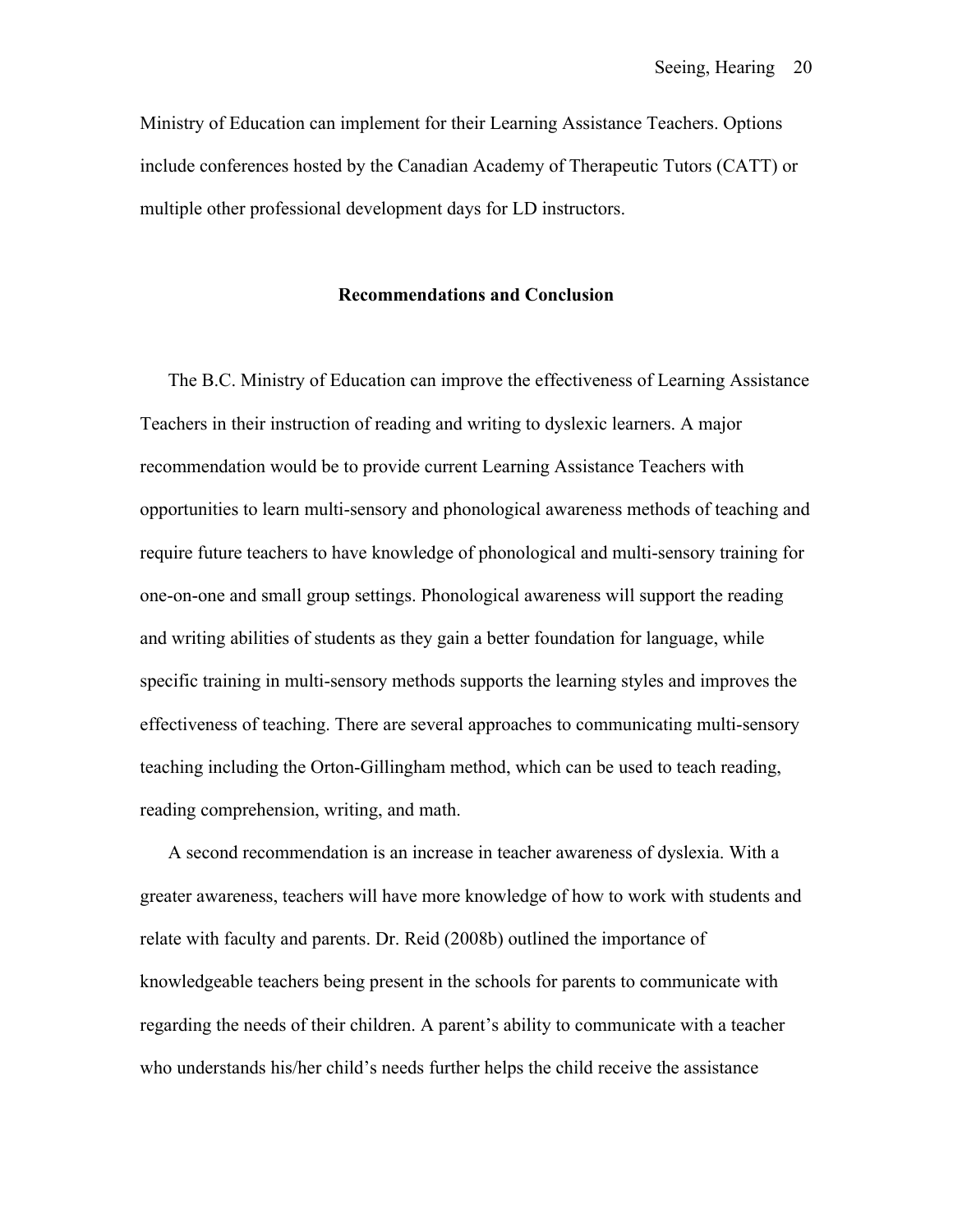Ministry of Education can implement for their Learning Assistance Teachers. Options include conferences hosted by the Canadian Academy of Therapeutic Tutors (CATT) or multiple other professional development days for LD instructors.

## Recommendations and Conclusion

The B.C. Ministry of Education can improve the effectiveness of Learning Assistance Teachers in their instruction of reading and writing to dyslexic learners. A major recommendation would be to provide current Learning Assistance Teachers with opportunities to learn multi-sensory and phonological awareness methods of teaching and require future teachers to have knowledge of phonological and multi-sensory training for one-on-one and small group settings. Phonological awareness will support the reading and writing abilities of students as they gain a better foundation for language, while specific training in multi-sensory methods supports the learning styles and improves the effectiveness of teaching. There are several approaches to communicating multi-sensory teaching including the Orton-Gillingham method, which can be used to teach reading, reading comprehension, writing, and math.

A second recommendation is an increase in teacher awareness of dyslexia. With a greater awareness, teachers will have more knowledge of how to work with students and relate with faculty and parents. Dr. Reid (2008b) outlined the importance of knowledgeable teachers being present in the schools for parents to communicate with regarding the needs of their children. A parent's ability to communicate with a teacher who understands his/her child's needs further helps the child receive the assistance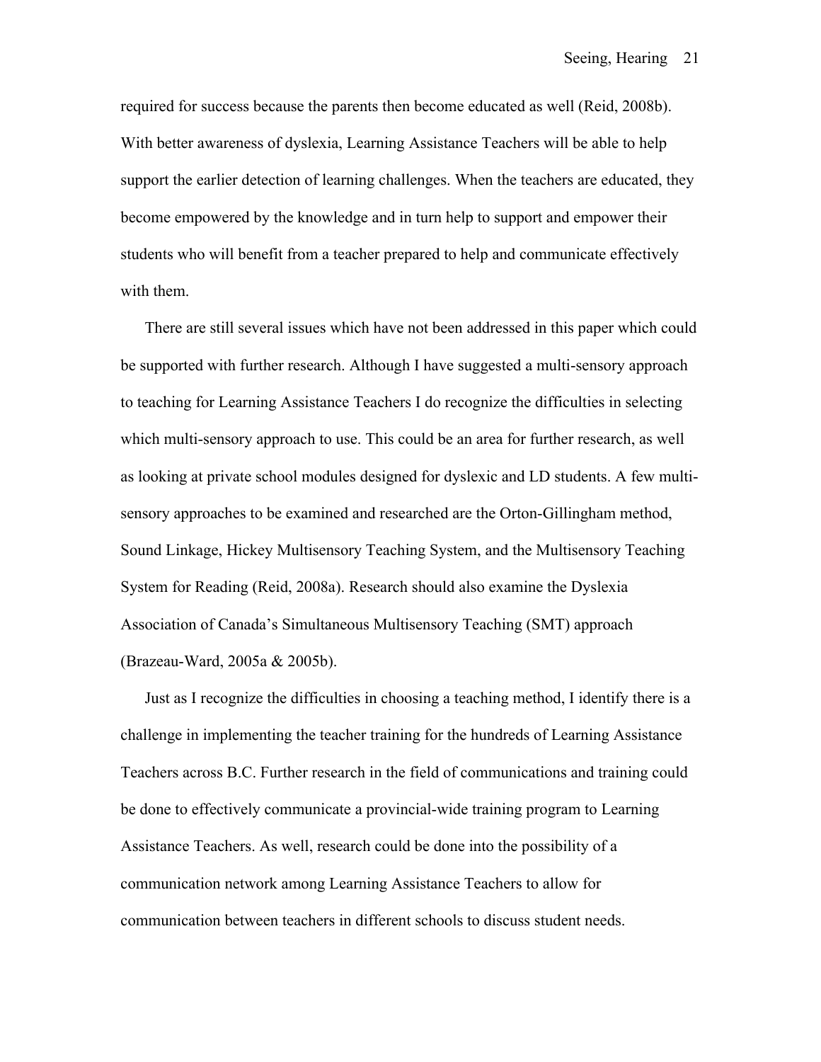required for success because the parents then become educated as well (Reid, 2008b). With better awareness of dyslexia, Learning Assistance Teachers will be able to help support the earlier detection of learning challenges. When the teachers are educated, they become empowered by the knowledge and in turn help to support and empower their students who will benefit from a teacher prepared to help and communicate effectively with them.

There are still several issues which have not been addressed in this paper which could be supported with further research. Although I have suggested a multi-sensory approach to teaching for Learning Assistance Teachers I do recognize the difficulties in selecting which multi-sensory approach to use. This could be an area for further research, as well as looking at private school modules designed for dyslexic and LD students. A few multi-sensory approaches to be examined and researched are the Orton-Gillingham method, Sound Linkage, Hickey Multisensory Teaching System, and the Multisensory Teaching System for Reading (Reid, 2008a). Research should also examine the Dyslexia Association of Canada's Simultaneous Multisensory Teaching (SMT) approach (Brazeau-Ward, 2005a & 2005b).

Just as I recognize the difficulties in choosing a teaching method, I identify there is a challenge in implementing the teacher training for the hundreds of Learning Assistance Teachers across B.C. Further research in the field of communications and training could be done to effectively communicate a provincial-wide training program to Learning Assistance Teachers. As well, research could be done into the possibility of a communication network among Learning Assistance Teachers to allow for communication between teachers in different schools to discuss student needs.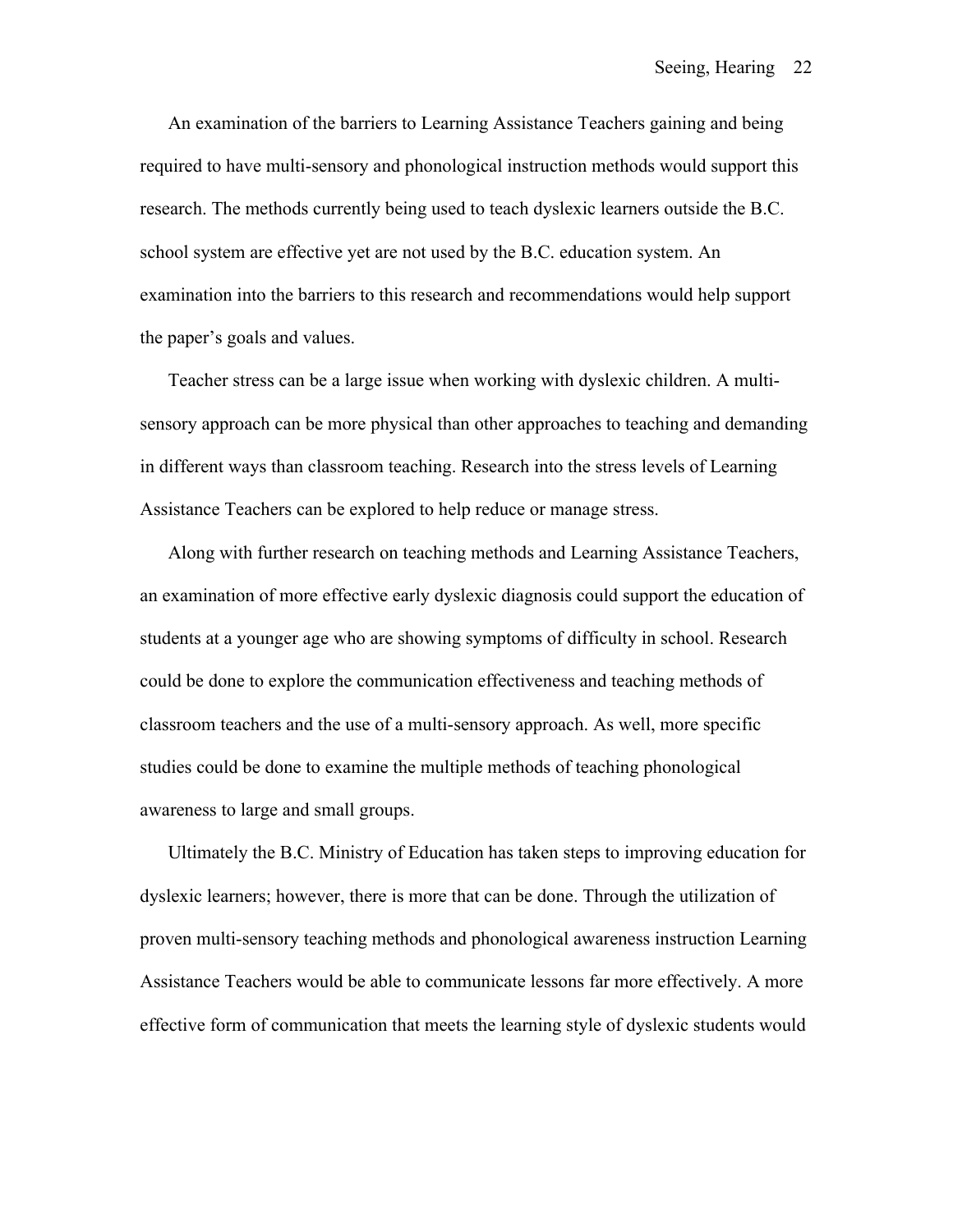An examination of the barriers to Learning Assistance Teachers gaining and being required to have multi-sensory and phonological instruction methods would support this research. The methods currently being used to teach dyslexic learners outside the B.C. school system are effective yet are not used by the B.C. education system. An examination into the barriers to this research and recommendations would help support the paper's goals and values.

Teacher stress can be a large issue when working with dyslexic children. A multi-sensory approach can be more physical than other approaches to teaching and demanding in different ways than classroom teaching. Research into the stress levels of Learning Assistance Teachers can be explored to help reduce or manage stress.

Along with further research on teaching methods and Learning Assistance Teachers, an examination of more effective early dyslexic diagnosis could support the education of students at a younger age who are showing symptoms of difficulty in school. Research could be done to explore the communication effectiveness and teaching methods of classroom teachers and the use of a multi-sensory approach. As well, more specific studies could be done to examine the multiple methods of teaching phonological awareness to large and small groups.

Ultimately the B.C. Ministry of Education has taken steps to improving education for dyslexic learners; however, there is more that can be done. Through the utilization of proven multi-sensory teaching methods and phonological awareness instruction Learning Assistance Teachers would be able to communicate lessons far more effectively. A more effective form of communication that meets the learning style of dyslexic students would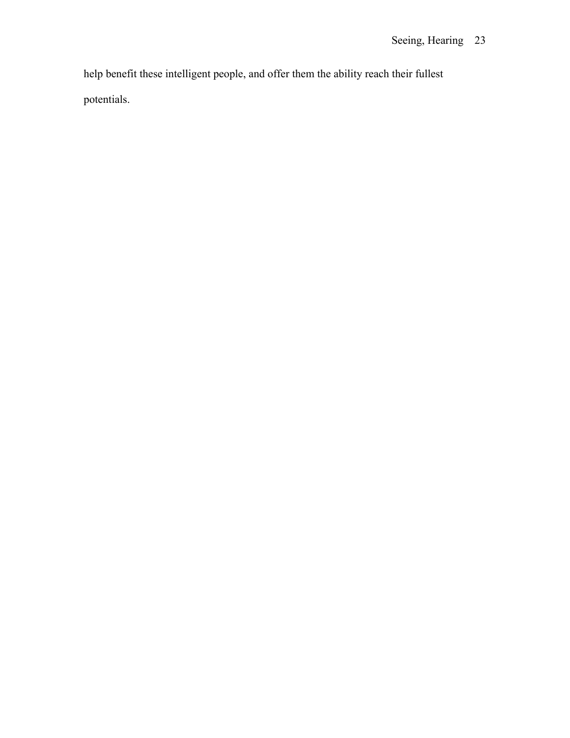help benefit these intelligent people, and offer them the ability reach their fullest potentials.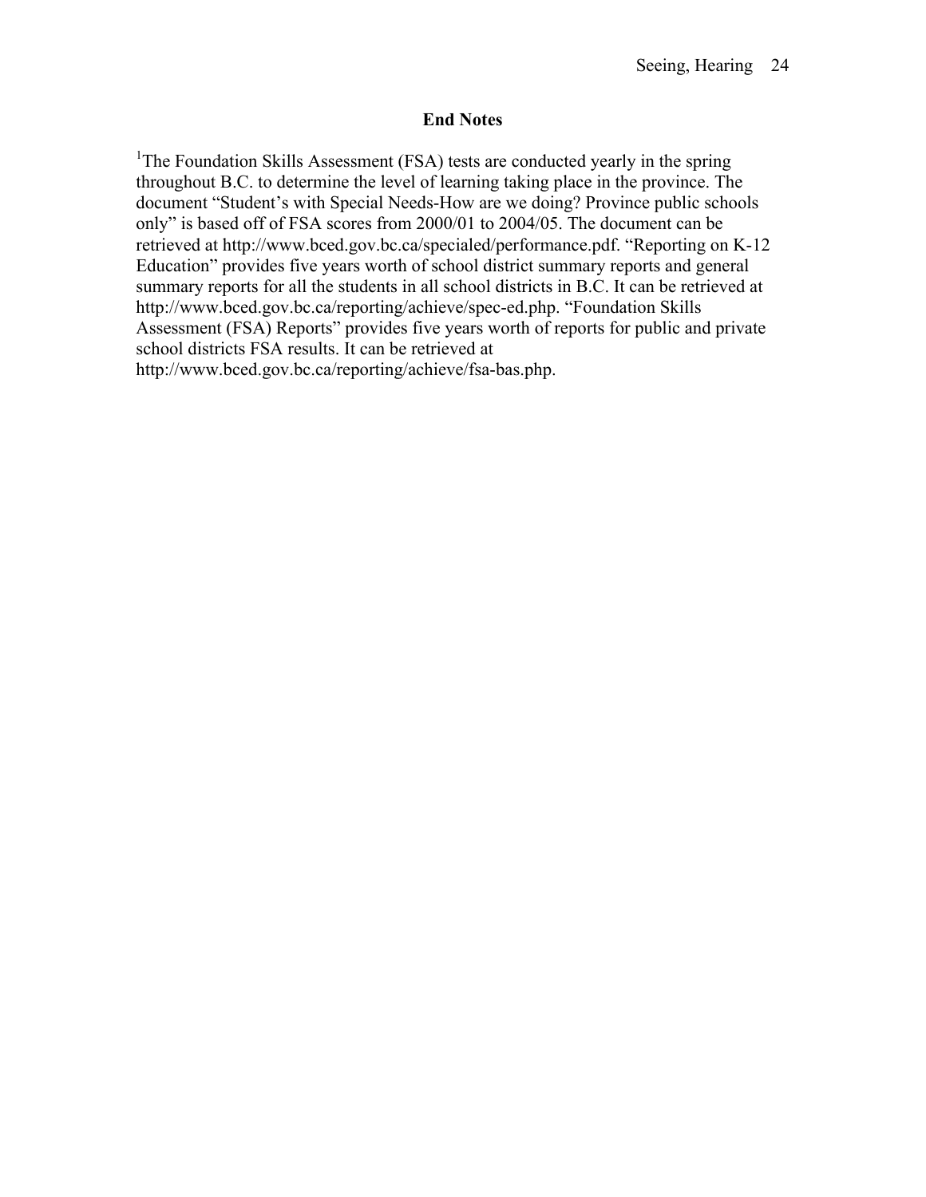## End Notes

[1]The Foundation Skills Assessment (FSA) tests are conducted yearly in the spring throughout B.C. to determine the level of learning taking place in the province. The document "Student's with Special Needs-How are we doing? Province public schools only" is based off of FSA scores from 2000/01 to 2004/05. The document can be retrieved at http://www.bced.gov.bc.ca/specialed/performance.pdf. "Reporting on K-12 Education" provides five years worth of school district summary reports and general summary reports for all the students in all school districts in B.C. It can be retrieved at http://www.bced.gov.bc.ca/reporting/achieve/spec-ed.php. "Foundation Skills Assessment (FSA) Reports" provides five years worth of reports for public and private school districts FSA results. It can be retrieved at http://www.bced.gov.bc.ca/reporting/achieve/fsa-bas.php.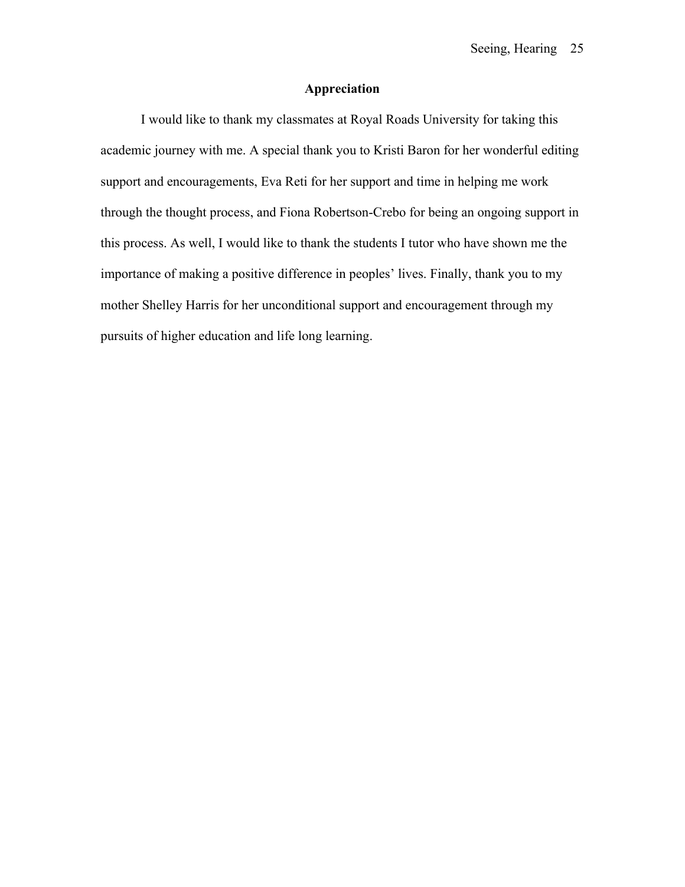## Appreciation

I would like to thank my classmates at Royal Roads University for taking this academic journey with me. A special thank you to Kristi Baron for her wonderful editing support and encouragements, Eva Reti for her support and time in helping me work through the thought process, and Fiona Robertson-Crebo for being an ongoing support in this process. As well, I would like to thank the students I tutor who have shown me the importance of making a positive difference in peoples' lives. Finally, thank you to my mother Shelley Harris for her unconditional support and encouragement through my pursuits of higher education and life long learning.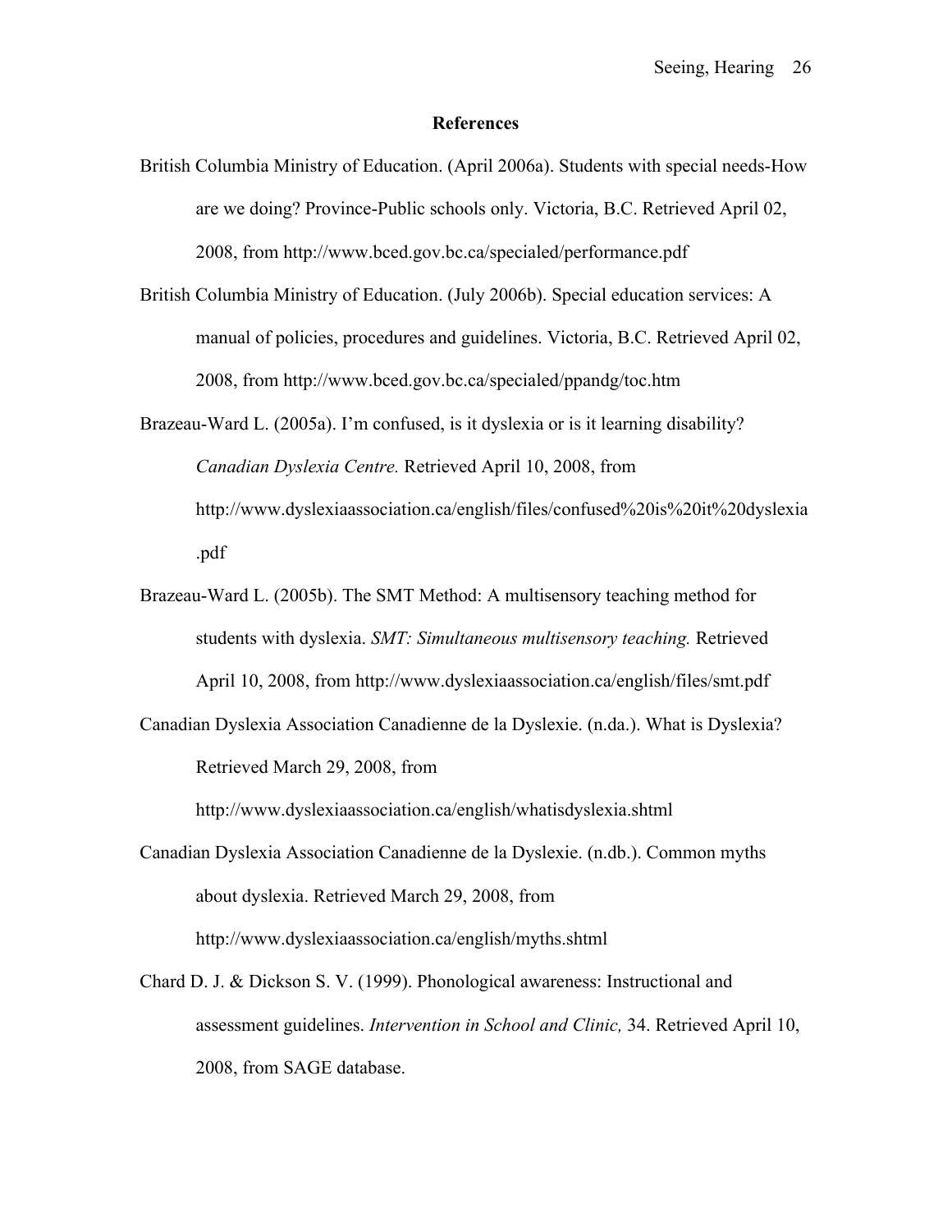**References**

British Columbia Ministry of Education. (April 2006a). Students with special needs-How are we doing? Province-Public schools only. Victoria, B.C. Retrieved April 02, 2008, from http://www.bced.gov.bc.ca/specialed/performance.pdf

British Columbia Ministry of Education. (July 2006b). Special education services: A manual of policies, procedures and guidelines. Victoria, B.C. Retrieved April 02, 2008, from http://www.bced.gov.bc.ca/specialed/ppandg/toc.htm

Brazeau-Ward L. (2005a). I'm confused, is it dyslexia or is it learning disability? *Canadian Dyslexia Centre.* Retrieved April 10, 2008, from http://www.dyslexiaassociation.ca/english/files/confused%20is%20it%20dyslexia.pdf

Brazeau-Ward L. (2005b). The SMT Method: A multisensory teaching method for students with dyslexia. *SMT: Simultaneous multisensory teaching.* Retrieved April 10, 2008, from http://www.dyslexiaassociation.ca/english/files/smt.pdf

Canadian Dyslexia Association Canadienne de la Dyslexie. (n.da.). What is Dyslexia? Retrieved March 29, 2008, from http://www.dyslexiaassociation.ca/english/whatisdyslexia.shtml

Canadian Dyslexia Association Canadienne de la Dyslexie. (n.db.). Common myths about dyslexia. Retrieved March 29, 2008, from http://www.dyslexiaassociation.ca/english/myths.shtml

Chard D. J. & Dickson S. V. (1999). Phonological awareness: Instructional and assessment guidelines. *Intervention in School and Clinic,* 34. Retrieved April 10, 2008, from SAGE database.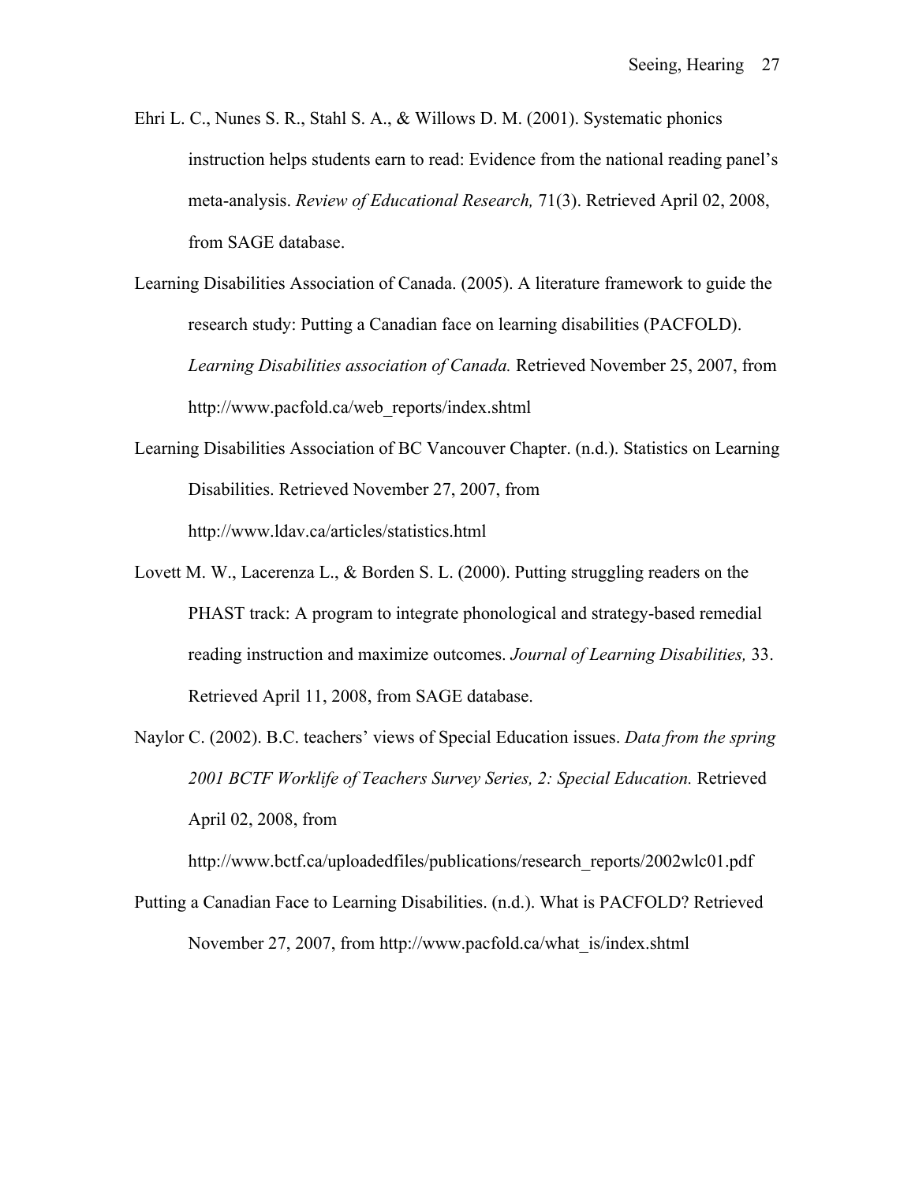Ehri L. C., Nunes S. R., Stahl S. A., & Willows D. M. (2001). Systematic phonics instruction helps students earn to read: Evidence from the national reading panel's meta-analysis. *Review of Educational Research,* 71(3). Retrieved April 02, 2008, from SAGE database.

Learning Disabilities Association of Canada. (2005). A literature framework to guide the research study: Putting a Canadian face on learning disabilities (PACFOLD). *Learning Disabilities association of Canada.* Retrieved November 25, 2007, from http://www.pacfold.ca/web_reports/index.shtml

Learning Disabilities Association of BC Vancouver Chapter. (n.d.). Statistics on Learning Disabilities. Retrieved November 27, 2007, from http://www.ldav.ca/articles/statistics.html

Lovett M. W., Lacerenza L., & Borden S. L. (2000). Putting struggling readers on the PHAST track: A program to integrate phonological and strategy-based remedial reading instruction and maximize outcomes. *Journal of Learning Disabilities,* 33. Retrieved April 11, 2008, from SAGE database.

Naylor C. (2002). B.C. teachers' views of Special Education issues. *Data from the spring 2001 BCTF Worklife of Teachers Survey Series, 2: Special Education.* Retrieved April 02, 2008, from http://www.bctf.ca/uploadedfiles/publications/research_reports/2002wlc01.pdf

Putting a Canadian Face to Learning Disabilities. (n.d.). What is PACFOLD? Retrieved November 27, 2007, from http://www.pacfold.ca/what_is/index.shtml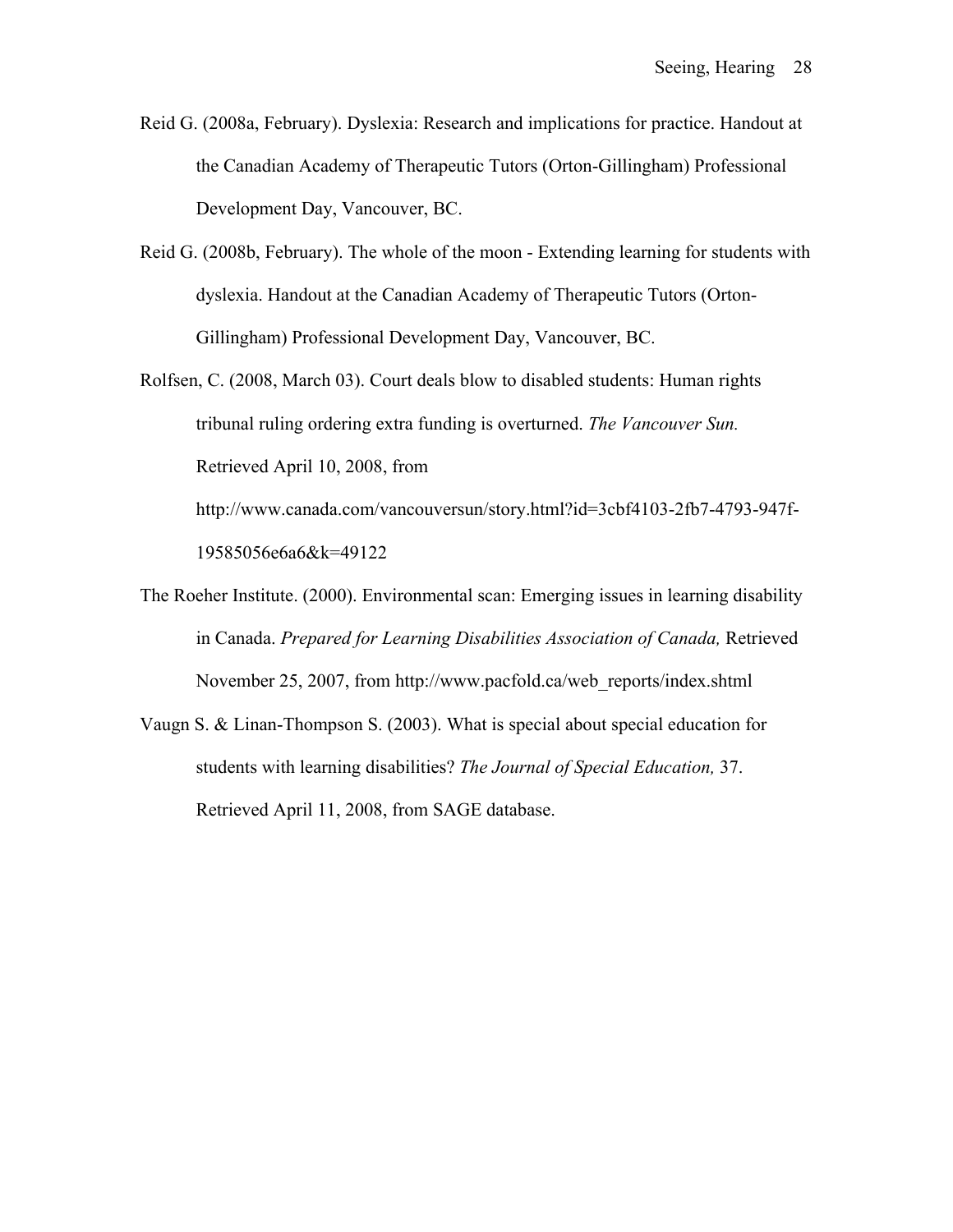Reid G. (2008a, February). Dyslexia: Research and implications for practice. Handout at the Canadian Academy of Therapeutic Tutors (Orton-Gillingham) Professional Development Day, Vancouver, BC.

Reid G. (2008b, February). The whole of the moon - Extending learning for students with dyslexia. Handout at the Canadian Academy of Therapeutic Tutors (Orton-Gillingham) Professional Development Day, Vancouver, BC.

Rolfsen, C. (2008, March 03). Court deals blow to disabled students: Human rights tribunal ruling ordering extra funding is overturned. *The Vancouver Sun.* Retrieved April 10, 2008, from http://www.canada.com/vancouversun/story.html?id=3cbf4103-2fb7-4793-947f-19585056e6a6&k=49122

The Roeher Institute. (2000). Environmental scan: Emerging issues in learning disability in Canada. *Prepared for Learning Disabilities Association of Canada,* Retrieved November 25, 2007, from http://www.pacfold.ca/web_reports/index.shtml

Vaugn S. & Linan-Thompson S. (2003). What is special about special education for students with learning disabilities? *The Journal of Special Education,* 37. Retrieved April 11, 2008, from SAGE database.